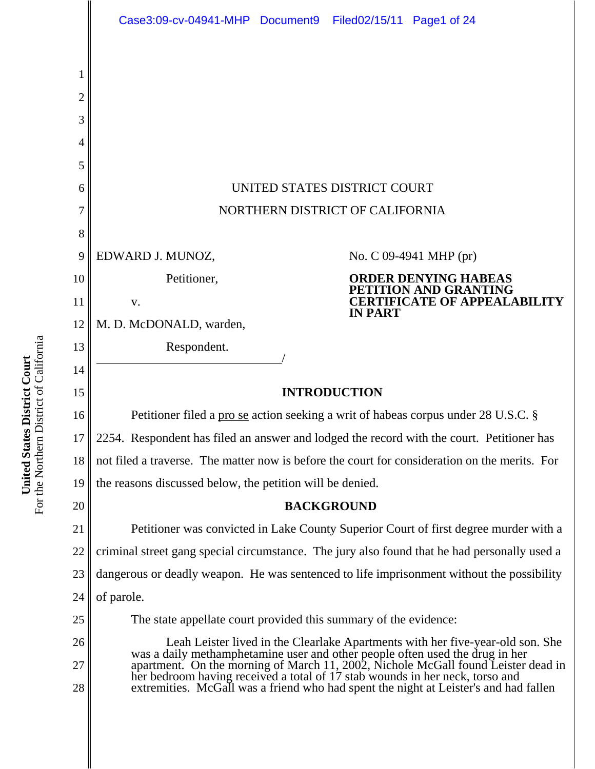UNITED STATES DISTRICT COURT

NORTHERN DISTRICT OF CALIFORNIA

EDWARD J. MUNOZ,

Petitioner,

v.

M. D. McDONALD, warden,

Respondent.

/

No. C 09-4941 MHP (pr)

**ORDER DENYING HABEAS PETITION AND GRANTING CERTIFICATE OF APPEALABILITY IN PART**

## INTRODUCTION

Petitioner filed a pro se action seeking a writ of habeas corpus under 28 U.S.C. § 2254. Respondent has filed an answer and lodged the record with the court. Petitioner has not filed a traverse. The matter now is before the court for consideration on the merits. For the reasons discussed below, the petition will be denied.

## BACKGROUND

Petitioner was convicted in Lake County Superior Court of first degree murder with a criminal street gang special circumstance. The jury also found that he had personally used a dangerous or deadly weapon. He was sentenced to life imprisonment without the possibility of parole.

The state appellate court provided this summary of the evidence:

> Leah Leister lived in the Clearlake Apartments with her five-year-old son. She was a daily methamphetamine user and other people often used the drug in her apartment. On the morning of March 11, 2002, Nichole McGall found Leister dead in her bedroom having received a total of 17 stab wounds in her neck, torso and extremities. McGall was a friend who had spent the night at Leister's and had fallen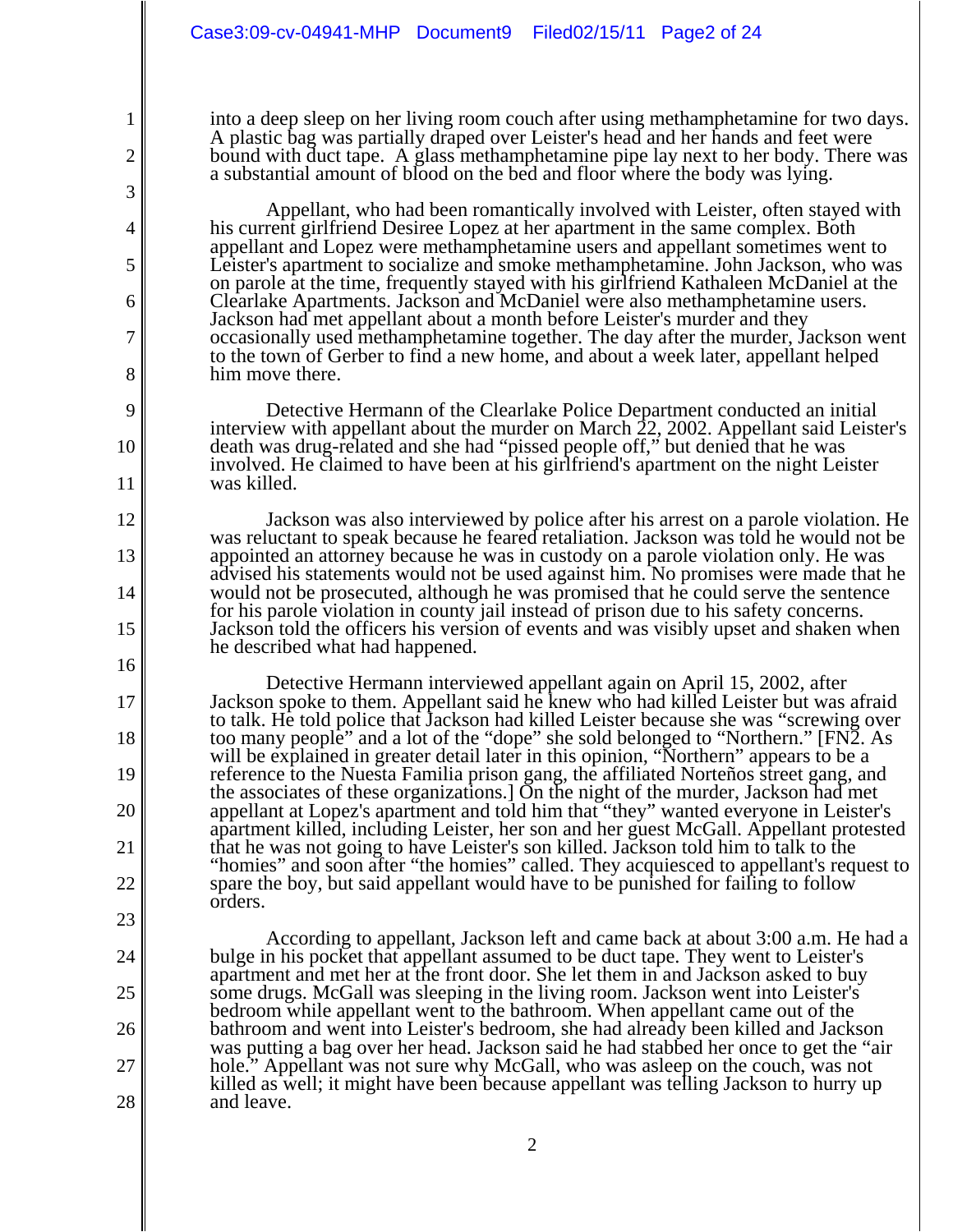into a deep sleep on her living room couch after using methamphetamine for two days. A plastic bag was partially draped over Leister's head and her hands and feet were bound with duct tape. A glass methamphetamine pipe lay next to her body. There was a substantial amount of blood on the bed and floor where the body was lying.

Appellant, who had been romantically involved with Leister, often stayed with his current girlfriend Desiree Lopez at her apartment in the same complex. Both appellant and Lopez were methamphetamine users and appellant sometimes went to Leister's apartment to socialize and smoke methamphetamine. John Jackson, who was on parole at the time, frequently stayed with his girlfriend Kathaleen McDaniel at the Clearlake Apartments. Jackson and McDaniel were also methamphetamine users. Jackson had met appellant about a month before Leister's murder and they occasionally used methamphetamine together. The day after the murder, Jackson went to the town of Gerber to find a new home, and about a week later, appellant helped him move there.

Detective Hermann of the Clearlake Police Department conducted an initial interview with appellant about the murder on March 22, 2002. Appellant said Leister's death was drug-related and she had "pissed people off," but denied that he was involved. He claimed to have been at his girlfriend's apartment on the night Leister was killed.

Jackson was also interviewed by police after his arrest on a parole violation. He was reluctant to speak because he feared retaliation. Jackson was told he would not be appointed an attorney because he was in custody on a parole violation only. He was advised his statements would not be used against him. No promises were made that he would not be prosecuted, although he was promised that he could serve the sentence for his parole violation in county jail instead of prison due to his safety concerns. Jackson told the officers his version of events and was visibly upset and shaken when he described what had happened.

Detective Hermann interviewed appellant again on April 15, 2002, after Jackson spoke to them. Appellant said he knew who had killed Leister but was afraid to talk. He told police that Jackson had killed Leister because she was "screwing over too many people" and a lot of the "dope" she sold belonged to "Northern." [FN2. As will be explained in greater detail later in this opinion, "Northern" appears to be a reference to the Nuesta Familia prison gang, the affiliated Norteños street gang, and the associates of these organizations.] On the night of the murder, Jackson had met appellant at Lopez's apartment and told him that "they" wanted everyone in Leister's apartment killed, including Leister, her son and her guest McGall. Appellant protested that he was not going to have Leister's son killed. Jackson told him to talk to the "homies" and soon after "the homies" called. They acquiesced to appellant's request to spare the boy, but said appellant would have to be punished for failing to follow orders.

According to appellant, Jackson left and came back at about 3:00 a.m. He had a bulge in his pocket that appellant assumed to be duct tape. They went to Leister's apartment and met her at the front door. She let them in and Jackson asked to buy some drugs. McGall was sleeping in the living room. Jackson went into Leister's bedroom while appellant went to the bathroom. When appellant came out of the bathroom and went into Leister's bedroom, she had already been killed and Jackson was putting a bag over her head. Jackson said he had stabbed her once to get the "air hole." Appellant was not sure why McGall, who was asleep on the couch, was not killed as well; it might have been because appellant was telling Jackson to hurry up and leave.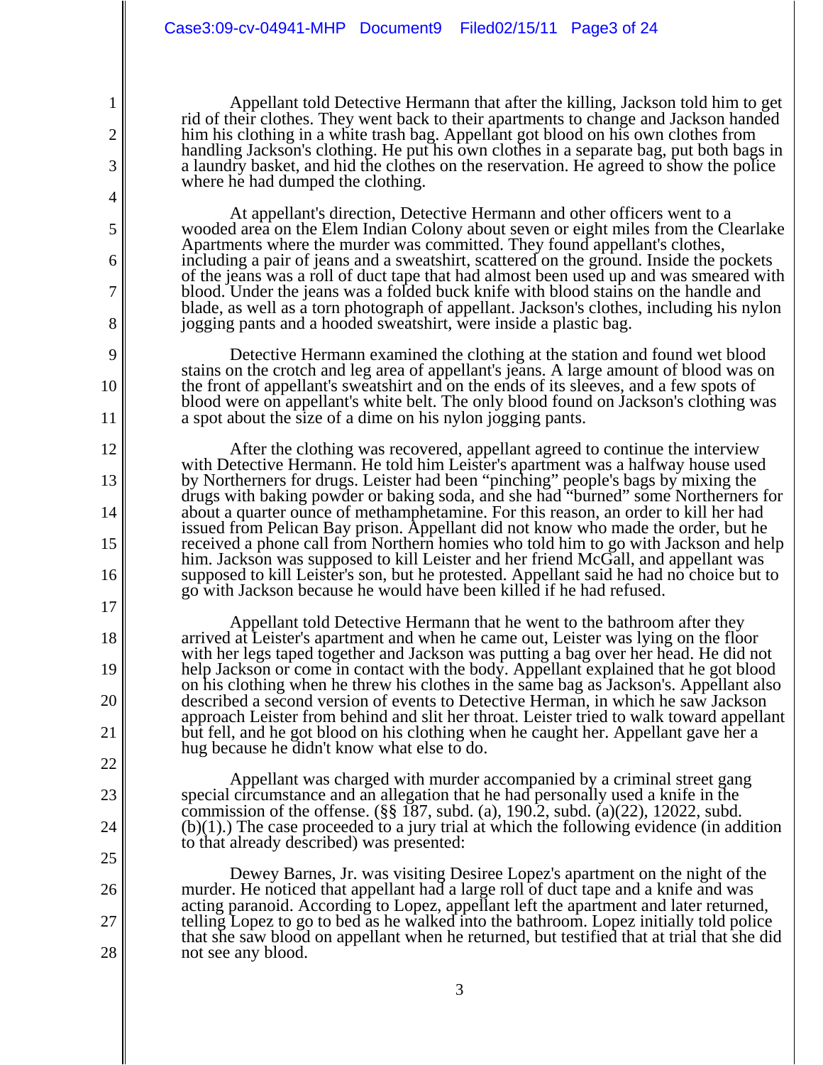Appellant told Detective Hermann that after the killing, Jackson told him to get rid of their clothes. They went back to their apartments to change and Jackson handed him his clothing in a white trash bag. Appellant got blood on his own clothes from handling Jackson's clothing. He put his own clothes in a separate bag, put both bags in a laundry basket, and hid the clothes on the reservation. He agreed to show the police where he had dumped the clothing.

At appellant's direction, Detective Hermann and other officers went to a wooded area on the Elem Indian Colony about seven or eight miles from the Clearlake Apartments where the murder was committed. They found appellant's clothes, including a pair of jeans and a sweatshirt, scattered on the ground. Inside the pockets of the jeans was a roll of duct tape that had almost been used up and was smeared with blood. Under the jeans was a folded buck knife with blood stains on the handle and blade, as well as a torn photograph of appellant. Jackson's clothes, including his nylon jogging pants and a hooded sweatshirt, were inside a plastic bag.

Detective Hermann examined the clothing at the station and found wet blood stains on the crotch and leg area of appellant's jeans. A large amount of blood was on the front of appellant's sweatshirt and on the ends of its sleeves, and a few spots of blood were on appellant's white belt. The only blood found on Jackson's clothing was a spot about the size of a dime on his nylon jogging pants.

After the clothing was recovered, appellant agreed to continue the interview with Detective Hermann. He told him Leister's apartment was a halfway house used by Northerners for drugs. Leister had been "pinching" people's bags by mixing the drugs with baking powder or baking soda, and she had "burned" some Northerners for about a quarter ounce of methamphetamine. For this reason, an order to kill her had issued from Pelican Bay prison. Appellant did not know who made the order, but he received a phone call from Northern homies who told him to go with Jackson and help him. Jackson was supposed to kill Leister and her friend McGall, and appellant was supposed to kill Leister's son, but he protested. Appellant said he had no choice but to go with Jackson because he would have been killed if he had refused.

Appellant told Detective Hermann that he went to the bathroom after they arrived at Leister's apartment and when he came out, Leister was lying on the floor with her legs taped together and Jackson was putting a bag over her head. He did not help Jackson or come in contact with the body. Appellant explained that he got blood on his clothing when he threw his clothes in the same bag as Jackson's. Appellant also described a second version of events to Detective Herman, in which he saw Jackson approach Leister from behind and slit her throat. Leister tried to walk toward appellant but fell, and he got blood on his clothing when he caught her. Appellant gave her a hug because he didn't know what else to do.

Appellant was charged with murder accompanied by a criminal street gang special circumstance and an allegation that he had personally used a knife in the commission of the offense. (§§ 187, subd. (a), 190.2, subd. (a)(22), 12022, subd. (b)(1).) The case proceeded to a jury trial at which the following evidence (in addition to that already described) was presented:

Dewey Barnes, Jr. was visiting Desiree Lopez's apartment on the night of the murder. He noticed that appellant had a large roll of duct tape and a knife and was acting paranoid. According to Lopez, appellant left the apartment and later returned, telling Lopez to go to bed as he walked into the bathroom. Lopez initially told police that she saw blood on appellant when he returned, but testified that at trial that she did not see any blood.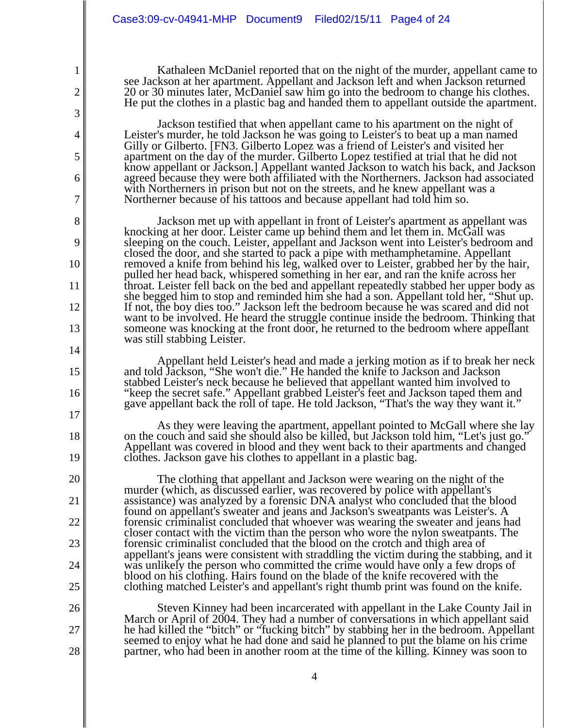Kathaleen McDaniel reported that on the night of the murder, appellant came to see Jackson at her apartment. Appellant and Jackson left and when Jackson returned 20 or 30 minutes later, McDaniel saw him go into the bedroom to change his clothes. He put the clothes in a plastic bag and handed them to appellant outside the apartment.

Jackson testified that when appellant came to his apartment on the night of Leister's murder, he told Jackson he was going to Leister's to beat up a man named Gilly or Gilberto. [FN3. Gilberto Lopez was a friend of Leister's and visited her apartment on the day of the murder. Gilberto Lopez testified at trial that he did not know appellant or Jackson.] Appellant wanted Jackson to watch his back, and Jackson agreed because they were both affiliated with the Northerners. Jackson had associated with Northerners in prison but not on the streets, and he knew appellant was a Northerner because of his tattoos and because appellant had told him so.

Jackson met up with appellant in front of Leister's apartment as appellant was knocking at her door. Leister came up behind them and let them in. McGall was sleeping on the couch. Leister, appellant and Jackson went into Leister's bedroom and closed the door, and she started to pack a pipe with methamphetamine. Appellant removed a knife from behind his leg, walked over to Leister, grabbed her by the hair, pulled her head back, whispered something in her ear, and ran the knife across her throat. Leister fell back on the bed and appellant repeatedly stabbed her upper body as she begged him to stop and reminded him she had a son. Appellant told her, "Shut up. If not, the boy dies too." Jackson left the bedroom because he was scared and did not want to be involved. He heard the struggle continue inside the bedroom. Thinking that someone was knocking at the front door, he returned to the bedroom where appellant was still stabbing Leister.

Appellant held Leister's head and made a jerking motion as if to break her neck and told Jackson, "She won't die." He handed the knife to Jackson and Jackson stabbed Leister's neck because he believed that appellant wanted him involved to "keep the secret safe." Appellant grabbed Leister's feet and Jackson taped them and gave appellant back the roll of tape. He told Jackson, "That's the way they want it."

As they were leaving the apartment, appellant pointed to McGall where she lay on the couch and said she should also be killed, but Jackson told him, "Let's just go." Appellant was covered in blood and they went back to their apartments and changed clothes. Jackson gave his clothes to appellant in a plastic bag.

The clothing that appellant and Jackson were wearing on the night of the murder (which, as discussed earlier, was recovered by police with appellant's assistance) was analyzed by a forensic DNA analyst who concluded that the blood found on appellant's sweater and jeans and Jackson's sweatpants was Leister's. A forensic criminalist concluded that whoever was wearing the sweater and jeans had closer contact with the victim than the person who wore the nylon sweatpants. The forensic criminalist concluded that the blood on the crotch and thigh area of appellant's jeans were consistent with straddling the victim during the stabbing, and it was unlikely the person who committed the crime would have only a few drops of blood on his clothing. Hairs found on the blade of the knife recovered with the clothing matched Leister's and appellant's right thumb print was found on the knife.

Steven Kinney had been incarcerated with appellant in the Lake County Jail in March or April of 2004. They had a number of conversations in which appellant said he had killed the "bitch" or "fucking bitch" by stabbing her in the bedroom. Appellant seemed to enjoy what he had done and said he planned to put the blame on his crime partner, who had been in another room at the time of the killing. Kinney was soon to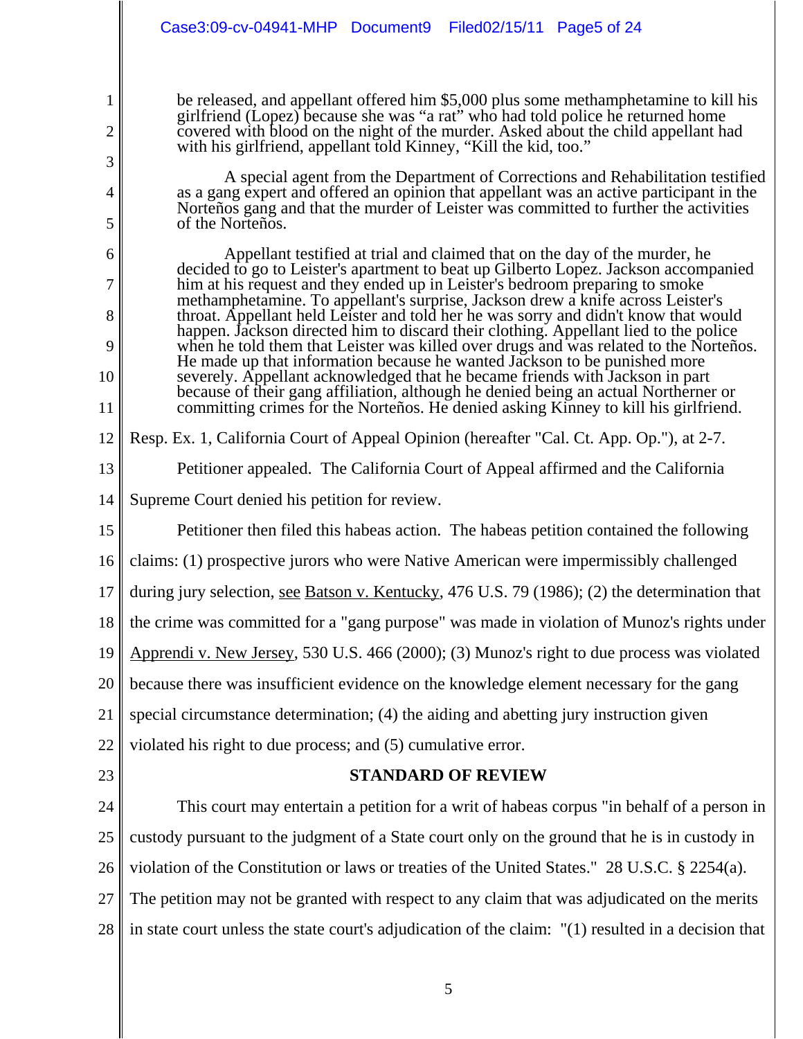> be released, and appellant offered him $5,000 plus some methamphetamine to kill his girlfriend (Lopez) because she was "a rat" who had told police he returned home covered with blood on the night of the murder. Asked about the child appellant had with his girlfriend, appellant told Kinney, "Kill the kid, too."
>
> A special agent from the Department of Corrections and Rehabilitation testified as a gang expert and offered an opinion that appellant was an active participant in the Norteños gang and that the murder of Leister was committed to further the activities of the Norteños.
>
> Appellant testified at trial and claimed that on the day of the murder, he decided to go to Leister's apartment to beat up Gilberto Lopez. Jackson accompanied him at his request and they ended up in Leister's bedroom preparing to smoke methamphetamine. To appellant's surprise, Jackson drew a knife across Leister's throat. Appellant held Leister and told her he was sorry and didn't know that would happen. Jackson directed him to discard their clothing. Appellant lied to the police when he told them that Leister was killed over drugs and was related to the Norteños. He made up that information because he wanted Jackson to be punished more severely. Appellant acknowledged that he became friends with Jackson in part because of their gang affiliation, although he denied being an actual Northerner or committing crimes for the Norteños. He denied asking Kinney to kill his girlfriend.

Resp. Ex. 1, California Court of Appeal Opinion (hereafter "Cal. Ct. App. Op."), at 2-7.

Petitioner appealed. The California Court of Appeal affirmed and the California Supreme Court denied his petition for review.

Petitioner then filed this habeas action. The habeas petition contained the following claims: (1) prospective jurors who were Native American were impermissibly challenged during jury selection, see Batson v. Kentucky, 476 U.S. 79 (1986); (2) the determination that the crime was committed for a "gang purpose" was made in violation of Munoz's rights under Apprendi v. New Jersey, 530 U.S. 466 (2000); (3) Munoz's right to due process was violated because there was insufficient evidence on the knowledge element necessary for the gang special circumstance determination; (4) the aiding and abetting jury instruction given violated his right to due process; and (5) cumulative error.

## STANDARD OF REVIEW

This court may entertain a petition for a writ of habeas corpus "in behalf of a person in custody pursuant to the judgment of a State court only on the ground that he is in custody in violation of the Constitution or laws or treaties of the United States." 28 U.S.C. § 2254(a). The petition may not be granted with respect to any claim that was adjudicated on the merits in state court unless the state court's adjudication of the claim: "(1) resulted in a decision that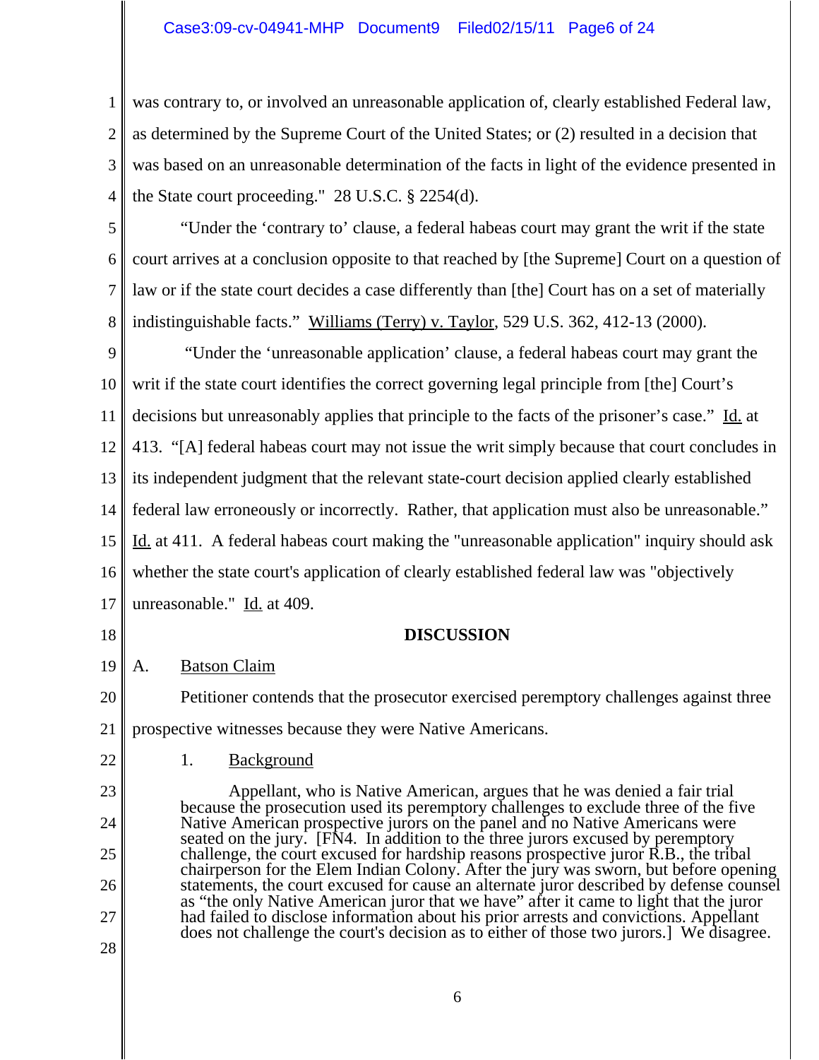was contrary to, or involved an unreasonable application of, clearly established Federal law, as determined by the Supreme Court of the United States; or (2) resulted in a decision that was based on an unreasonable determination of the facts in light of the evidence presented in the State court proceeding." 28 U.S.C. § 2254(d).

"Under the 'contrary to' clause, a federal habeas court may grant the writ if the state court arrives at a conclusion opposite to that reached by [the Supreme] Court on a question of law or if the state court decides a case differently than [the] Court has on a set of materially indistinguishable facts." Williams (Terry) v. Taylor, 529 U.S. 362, 412-13 (2000).

"Under the 'unreasonable application' clause, a federal habeas court may grant the writ if the state court identifies the correct governing legal principle from [the] Court's decisions but unreasonably applies that principle to the facts of the prisoner's case." Id. at 413. "[A] federal habeas court may not issue the writ simply because that court concludes in its independent judgment that the relevant state-court decision applied clearly established federal law erroneously or incorrectly. Rather, that application must also be unreasonable." Id. at 411. A federal habeas court making the "unreasonable application" inquiry should ask whether the state court's application of clearly established federal law was "objectively unreasonable." Id. at 409.

## DISCUSSION

### A. Batson Claim

Petitioner contends that the prosecutor exercised peremptory challenges against three prospective witnesses because they were Native Americans.

#### 1. Background

> Appellant, who is Native American, argues that he was denied a fair trial because the prosecution used its peremptory challenges to exclude three of the five Native American prospective jurors on the panel and no Native Americans were seated on the jury. [FN4. In addition to the three jurors excused by peremptory challenge, the court excused for hardship reasons prospective juror R.B., the tribal chairperson for the Elem Indian Colony. After the jury was sworn, but before opening statements, the court excused for cause an alternate juror described by defense counsel as "the only Native American juror that we have" after it came to light that the juror had failed to disclose information about his prior arrests and convictions. Appellant does not challenge the court's decision as to either of those two jurors.] We disagree.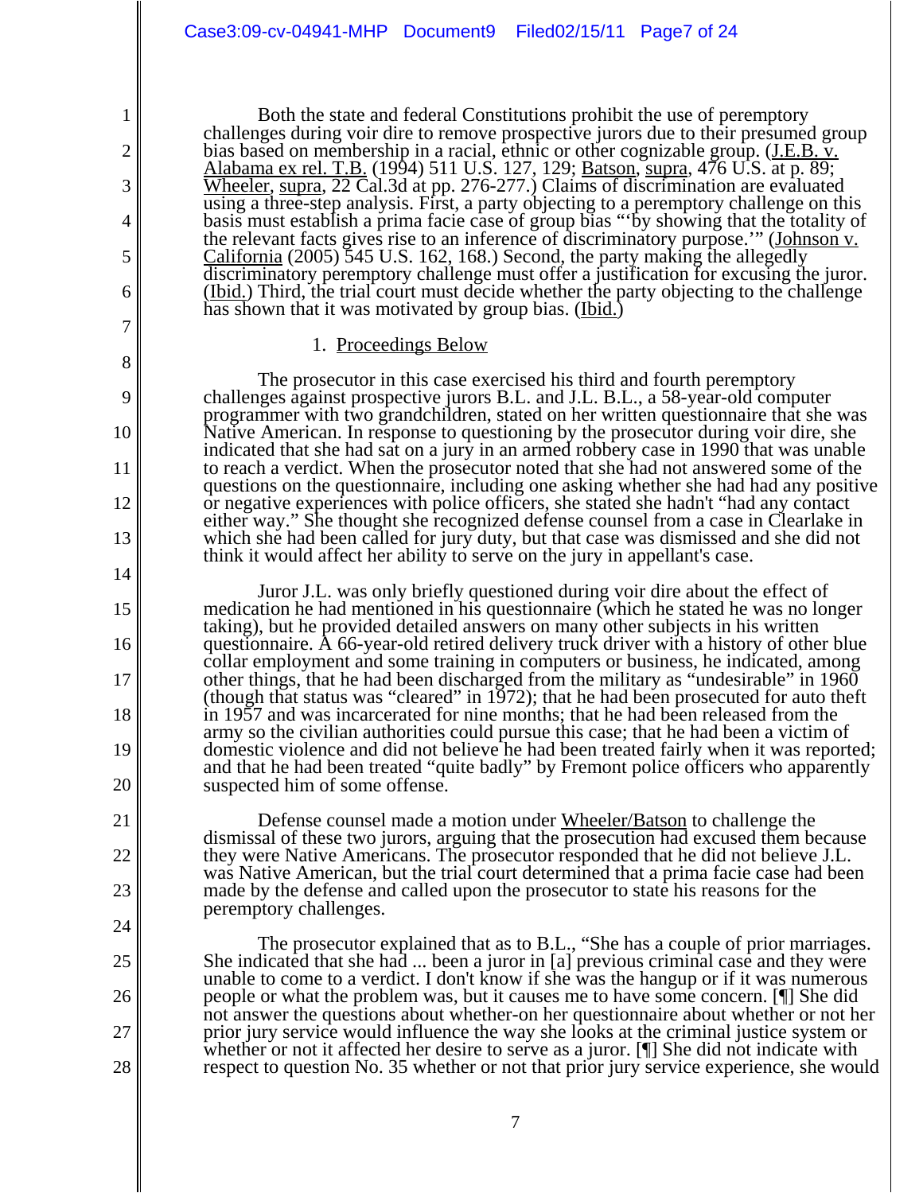Both the state and federal Constitutions prohibit the use of peremptory challenges during voir dire to remove prospective jurors due to their presumed group bias based on membership in a racial, ethnic or other cognizable group. (J.E.B. v. Alabama ex rel. T.B. (1994) 511 U.S. 127, 129; Batson, supra, 476 U.S. at p. 89; Wheeler, supra, 22 Cal.3d at pp. 276-277.) Claims of discrimination are evaluated using a three-step analysis. First, a party objecting to a peremptory challenge on this basis must establish a prima facie case of group bias "'by showing that the totality of the relevant facts gives rise to an inference of discriminatory purpose.'" (Johnson v. California (2005) 545 U.S. 162, 168.) Second, the party making the allegedly discriminatory peremptory challenge must offer a justification for excusing the juror. (Ibid.) Third, the trial court must decide whether the party objecting to the challenge has shown that it was motivated by group bias. (Ibid.)

1. Proceedings Below

The prosecutor in this case exercised his third and fourth peremptory challenges against prospective jurors B.L. and J.L. B.L., a 58-year-old computer programmer with two grandchildren, stated on her written questionnaire that she was Native American. In response to questioning by the prosecutor during voir dire, she indicated that she had sat on a jury in an armed robbery case in 1990 that was unable to reach a verdict. When the prosecutor noted that she had not answered some of the questions on the questionnaire, including one asking whether she had had any positive or negative experiences with police officers, she stated she hadn't "had any contact either way." She thought she recognized defense counsel from a case in Clearlake in which she had been called for jury duty, but that case was dismissed and she did not think it would affect her ability to serve on the jury in appellant's case.

Juror J.L. was only briefly questioned during voir dire about the effect of medication he had mentioned in his questionnaire (which he stated he was no longer taking), but he provided detailed answers on many other subjects in his written questionnaire. A 66-year-old retired delivery truck driver with a history of other blue collar employment and some training in computers or business, he indicated, among other things, that he had been discharged from the military as "undesirable" in 1960 (though that status was "cleared" in 1972); that he had been prosecuted for auto theft in 1957 and was incarcerated for nine months; that he had been released from the army so the civilian authorities could pursue this case; that he had been a victim of domestic violence and did not believe he had been treated fairly when it was reported; and that he had been treated "quite badly" by Fremont police officers who apparently suspected him of some offense.

Defense counsel made a motion under Wheeler/Batson to challenge the dismissal of these two jurors, arguing that the prosecution had excused them because they were Native Americans. The prosecutor responded that he did not believe J.L. was Native American, but the trial court determined that a prima facie case had been made by the defense and called upon the prosecutor to state his reasons for the peremptory challenges.

The prosecutor explained that as to B.L., "She has a couple of prior marriages. She indicated that she had ... been a juror in [a] previous criminal case and they were unable to come to a verdict. I don't know if she was the hangup or if it was numerous people or what the problem was, but it causes me to have some concern. [¶] She did not answer the questions about whether-on her questionnaire about whether or not her prior jury service would influence the way she looks at the criminal justice system or whether or not it affected her desire to serve as a juror. [¶] She did not indicate with respect to question No. 35 whether or not that prior jury service experience, she would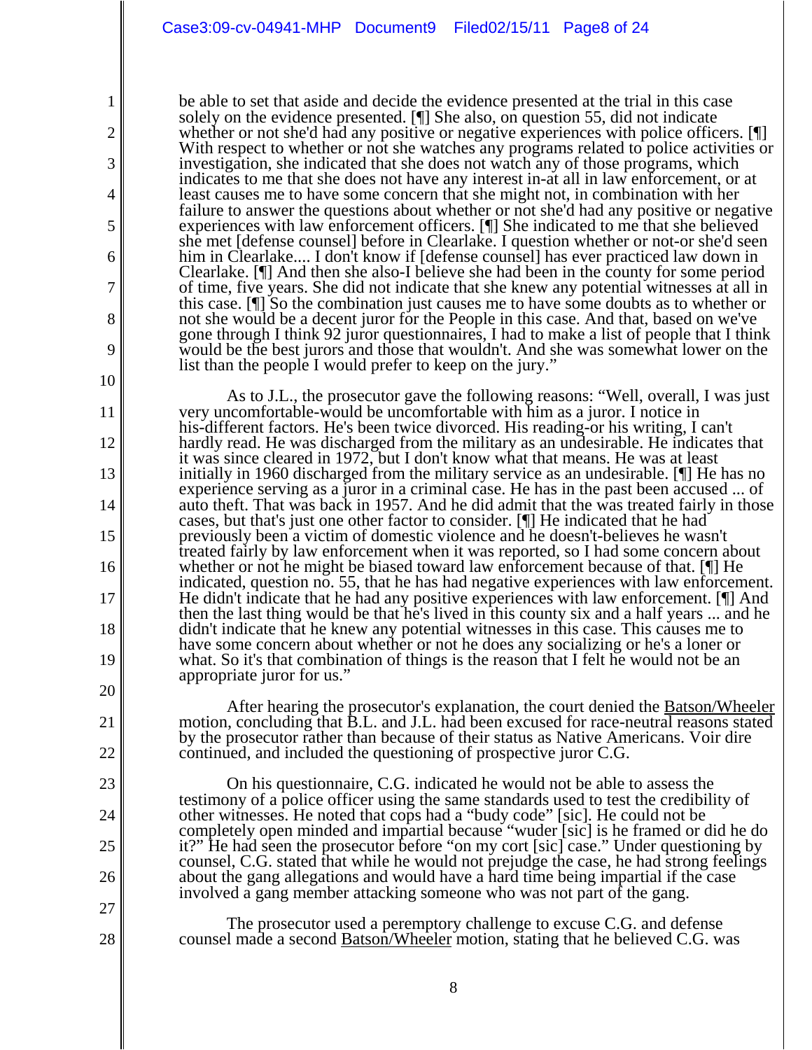be able to set that aside and decide the evidence presented at the trial in this case solely on the evidence presented. [¶] She also, on question 55, did not indicate whether or not she'd had any positive or negative experiences with police officers. [¶] With respect to whether or not she watches any programs related to police activities or investigation, she indicated that she does not watch any of those programs, which indicates to me that she does not have any interest in-at all in law enforcement, or at least causes me to have some concern that she might not, in combination with her failure to answer the questions about whether or not she'd had any positive or negative experiences with law enforcement officers. [¶] She indicated to me that she believed she met [defense counsel] before in Clearlake. I question whether or not-or she'd seen him in Clearlake.... I don't know if [defense counsel] has ever practiced law down in Clearlake. [¶] And then she also-I believe she had been in the county for some period of time, five years. She did not indicate that she knew any potential witnesses at all in this case. [¶] So the combination just causes me to have some doubts as to whether or not she would be a decent juror for the People in this case. And that, based on we've gone through I think 92 juror questionnaires, I had to make a list of people that I think would be the best jurors and those that wouldn't. And she was somewhat lower on the list than the people I would prefer to keep on the jury."

As to J.L., the prosecutor gave the following reasons: "Well, overall, I was just very uncomfortable-would be uncomfortable with him as a juror. I notice in his-different factors. He's been twice divorced. His reading-or his writing, I can't hardly read. He was discharged from the military as an undesirable. He indicates that it was since cleared in 1972, but I don't know what that means. He was at least initially in 1960 discharged from the military service as an undesirable. [¶] He has no experience serving as a juror in a criminal case. He has in the past been accused ... of auto theft. That was back in 1957. And he did admit that the was treated fairly in those cases, but that's just one other factor to consider. [¶] He indicated that he had previously been a victim of domestic violence and he doesn't-believes he wasn't treated fairly by law enforcement when it was reported, so I had some concern about whether or not he might be biased toward law enforcement because of that. [¶] He indicated, question no. 55, that he has had negative experiences with law enforcement. He didn't indicate that he had any positive experiences with law enforcement. [¶] And then the last thing would be that he's lived in this county six and a half years ... and he didn't indicate that he knew any potential witnesses in this case. This causes me to have some concern about whether or not he does any socializing or he's a loner or what. So it's that combination of things is the reason that I felt he would not be an appropriate juror for us."

After hearing the prosecutor's explanation, the court denied the Batson/Wheeler motion, concluding that B.L. and J.L. had been excused for race-neutral reasons stated by the prosecutor rather than because of their status as Native Americans. Voir dire continued, and included the questioning of prospective juror C.G.

On his questionnaire, C.G. indicated he would not be able to assess the testimony of a police officer using the same standards used to test the credibility of other witnesses. He noted that cops had a "budy code" [sic]. He could not be completely open minded and impartial because "wuder [sic] is he framed or did he do it?" He had seen the prosecutor before "on my cort [sic] case." Under questioning by counsel, C.G. stated that while he would not prejudge the case, he had strong feelings about the gang allegations and would have a hard time being impartial if the case involved a gang member attacking someone who was not part of the gang.

The prosecutor used a peremptory challenge to excuse C.G. and defense counsel made a second Batson/Wheeler motion, stating that he believed C.G. was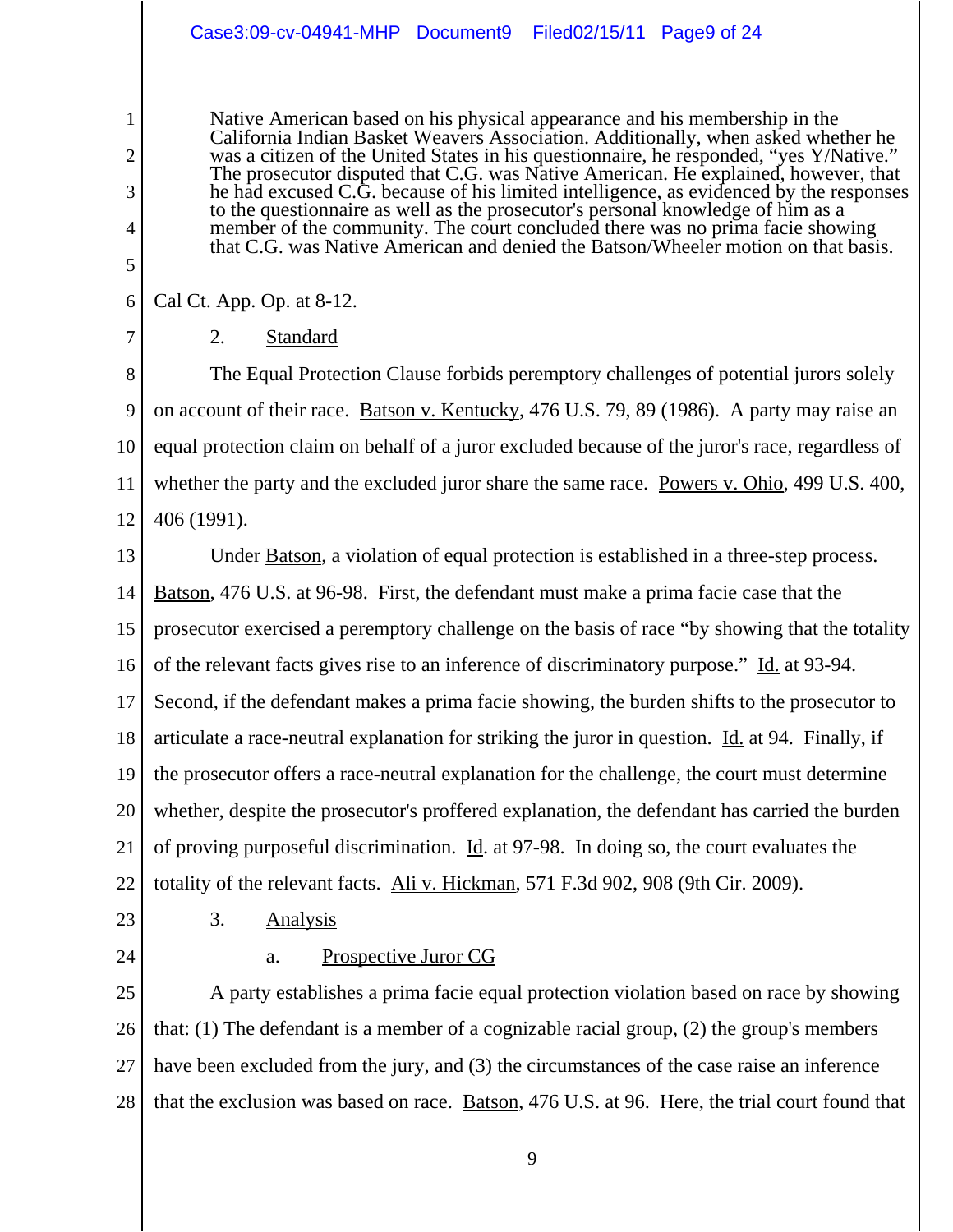> Native American based on his physical appearance and his membership in the California Indian Basket Weavers Association. Additionally, when asked whether he was a citizen of the United States in his questionnaire, he responded, "yes Y/Native." The prosecutor disputed that C.G. was Native American. He explained, however, that he had excused C.G. because of his limited intelligence, as evidenced by the responses to the questionnaire as well as the prosecutor's personal knowledge of him as a member of the community. The court concluded there was no prima facie showing that C.G. was Native American and denied the Batson/Wheeler motion on that basis.

Cal Ct. App. Op. at 8-12.

2. Standard

The Equal Protection Clause forbids peremptory challenges of potential jurors solely on account of their race. Batson v. Kentucky, 476 U.S. 79, 89 (1986). A party may raise an equal protection claim on behalf of a juror excluded because of the juror's race, regardless of whether the party and the excluded juror share the same race. Powers v. Ohio, 499 U.S. 400, 406 (1991).

Under Batson, a violation of equal protection is established in a three-step process. Batson, 476 U.S. at 96-98. First, the defendant must make a prima facie case that the prosecutor exercised a peremptory challenge on the basis of race "by showing that the totality of the relevant facts gives rise to an inference of discriminatory purpose." Id. at 93-94. Second, if the defendant makes a prima facie showing, the burden shifts to the prosecutor to articulate a race-neutral explanation for striking the juror in question. Id. at 94. Finally, if the prosecutor offers a race-neutral explanation for the challenge, the court must determine whether, despite the prosecutor's proffered explanation, the defendant has carried the burden of proving purposeful discrimination. Id. at 97-98. In doing so, the court evaluates the totality of the relevant facts. Ali v. Hickman, 571 F.3d 902, 908 (9th Cir. 2009).

3. Analysis

a. Prospective Juror CG

A party establishes a prima facie equal protection violation based on race by showing that: (1) The defendant is a member of a cognizable racial group, (2) the group's members have been excluded from the jury, and (3) the circumstances of the case raise an inference that the exclusion was based on race. Batson, 476 U.S. at 96. Here, the trial court found that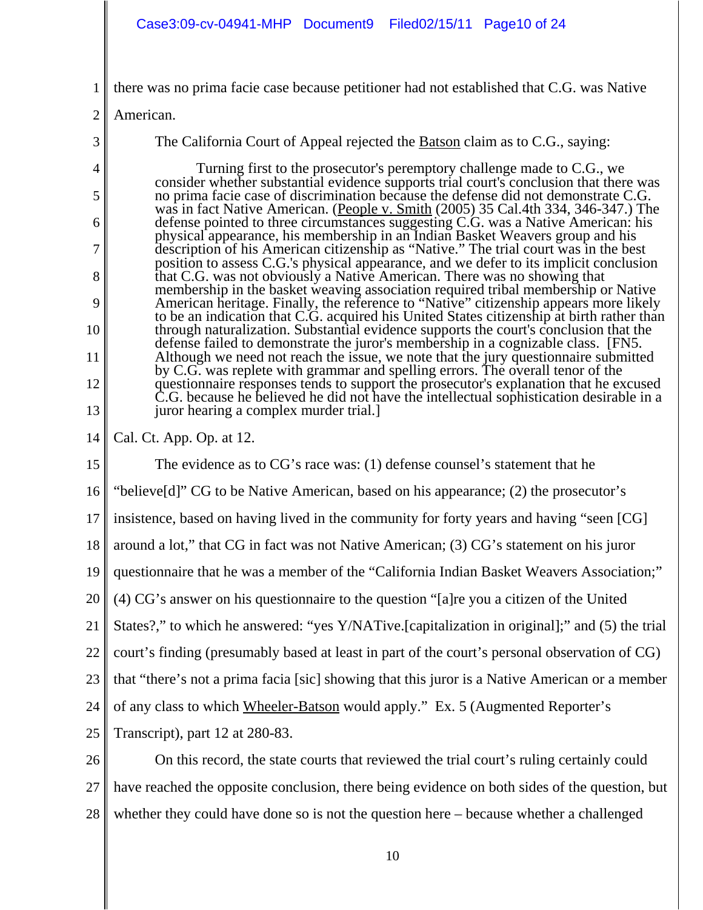there was no prima facie case because petitioner had not established that C.G. was Native American.

The California Court of Appeal rejected the Batson claim as to C.G., saying:

> Turning first to the prosecutor's peremptory challenge made to C.G., we consider whether substantial evidence supports trial court's conclusion that there was no prima facie case of discrimination because the defense did not demonstrate C.G. was in fact Native American. (People v. Smith (2005) 35 Cal.4th 334, 346-347.) The defense pointed to three circumstances suggesting C.G. was a Native American: his physical appearance, his membership in an Indian Basket Weavers group and his description of his American citizenship as "Native." The trial court was in the best position to assess C.G.'s physical appearance, and we defer to its implicit conclusion that C.G. was not obviously a Native American. There was no showing that membership in the basket weaving association required tribal membership or Native American heritage. Finally, the reference to "Native" citizenship appears more likely to be an indication that C.G. acquired his United States citizenship at birth rather than through naturalization. Substantial evidence supports the court's conclusion that the defense failed to demonstrate the juror's membership in a cognizable class. [FN5. Although we need not reach the issue, we note that the jury questionnaire submitted by C.G. was replete with grammar and spelling errors. The overall tenor of the questionnaire responses tends to support the prosecutor's explanation that he excused C.G. because he believed he did not have the intellectual sophistication desirable in a juror hearing a complex murder trial.]

Cal. Ct. App. Op. at 12.

The evidence as to CG's race was: (1) defense counsel's statement that he "believe[d]" CG to be Native American, based on his appearance; (2) the prosecutor's insistence, based on having lived in the community for forty years and having "seen [CG] around a lot," that CG in fact was not Native American; (3) CG's statement on his juror questionnaire that he was a member of the "California Indian Basket Weavers Association;" (4) CG's answer on his questionnaire to the question "[a]re you a citizen of the United States?," to which he answered: "yes Y/NATive.[capitalization in original];" and (5) the trial court's finding (presumably based at least in part of the court's personal observation of CG) that "there's not a prima facia [sic] showing that this juror is a Native American or a member of any class to which Wheeler-Batson would apply." Ex. 5 (Augmented Reporter's Transcript), part 12 at 280-83.

On this record, the state courts that reviewed the trial court's ruling certainly could have reached the opposite conclusion, there being evidence on both sides of the question, but whether they could have done so is not the question here – because whether a challenged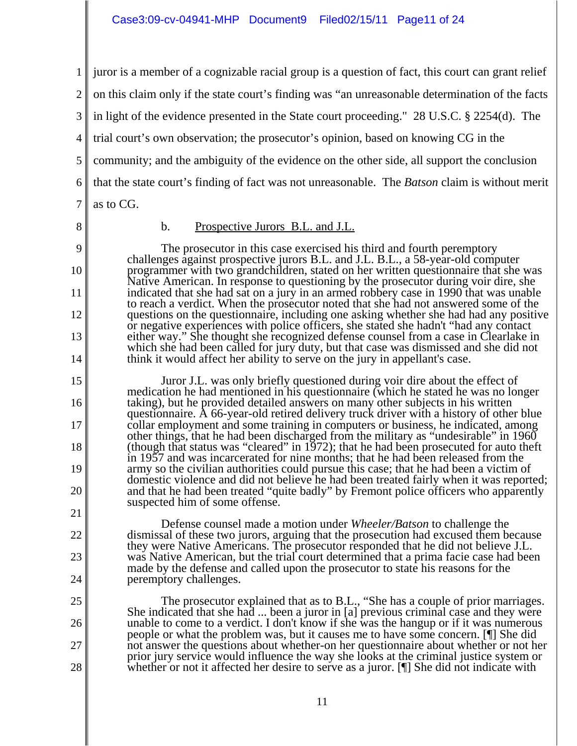juror is a member of a cognizable racial group is a question of fact, this court can grant relief on this claim only if the state court's finding was "an unreasonable determination of the facts in light of the evidence presented in the State court proceeding." 28 U.S.C. § 2254(d). The trial court's own observation; the prosecutor's opinion, based on knowing CG in the community; and the ambiguity of the evidence on the other side, all support the conclusion that the state court's finding of fact was not unreasonable. The *Batson* claim is without merit as to CG.

b. Prospective Jurors B.L. and J.L.

> The prosecutor in this case exercised his third and fourth peremptory challenges against prospective jurors B.L. and J.L. B.L., a 58-year-old computer programmer with two grandchildren, stated on her written questionnaire that she was Native American. In response to questioning by the prosecutor during voir dire, she indicated that she had sat on a jury in an armed robbery case in 1990 that was unable to reach a verdict. When the prosecutor noted that she had not answered some of the questions on the questionnaire, including one asking whether she had had any positive or negative experiences with police officers, she stated she hadn't "had any contact either way." She thought she recognized defense counsel from a case in Clearlake in which she had been called for jury duty, but that case was dismissed and she did not think it would affect her ability to serve on the jury in appellant's case.
>
> Juror J.L. was only briefly questioned during voir dire about the effect of medication he had mentioned in his questionnaire (which he stated he was no longer taking), but he provided detailed answers on many other subjects in his written questionnaire. A 66-year-old retired delivery truck driver with a history of other blue collar employment and some training in computers or business, he indicated, among other things, that he had been discharged from the military as "undesirable" in 1960 (though that status was "cleared" in 1972); that he had been prosecuted for auto theft in 1957 and was incarcerated for nine months; that he had been released from the army so the civilian authorities could pursue this case; that he had been a victim of domestic violence and did not believe he had been treated fairly when it was reported; and that he had been treated "quite badly" by Fremont police officers who apparently suspected him of some offense.
>
> Defense counsel made a motion under *Wheeler/Batson* to challenge the dismissal of these two jurors, arguing that the prosecution had excused them because they were Native Americans. The prosecutor responded that he did not believe J.L. was Native American, but the trial court determined that a prima facie case had been made by the defense and called upon the prosecutor to state his reasons for the peremptory challenges.
>
> The prosecutor explained that as to B.L., "She has a couple of prior marriages. She indicated that she had ... been a juror in [a] previous criminal case and they were unable to come to a verdict. I don't know if she was the hangup or if it was numerous people or what the problem was, but it causes me to have some concern. [¶] She did not answer the questions about whether-on her questionnaire about whether or not her prior jury service would influence the way she looks at the criminal justice system or whether or not it affected her desire to serve as a juror. [¶] She did not indicate with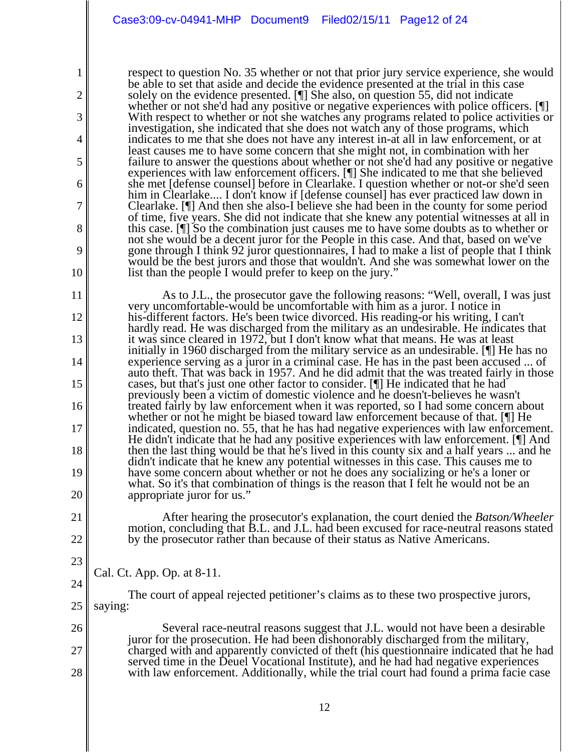> respect to question No. 35 whether or not that prior jury service experience, she would be able to set that aside and decide the evidence presented at the trial in this case solely on the evidence presented. [¶] She also, on question 55, did not indicate whether or not she'd had any positive or negative experiences with police officers. [¶] With respect to whether or not she watches any programs related to police activities or investigation, she indicated that she does not watch any of those programs, which indicates to me that she does not have any interest in-at all in law enforcement, or at least causes me to have some concern that she might not, in combination with her failure to answer the questions about whether or not she'd had any positive or negative experiences with law enforcement officers. [¶] She indicated to me that she believed she met [defense counsel] before in Clearlake. I question whether or not-or she'd seen him in Clearlake.... I don't know if [defense counsel] has ever practiced law down in Clearlake. [¶] And then she also-I believe she had been in the county for some period of time, five years. She did not indicate that she knew any potential witnesses at all in this case. [¶] So the combination just causes me to have some doubts as to whether or not she would be a decent juror for the People in this case. And that, based on we've gone through I think 92 juror questionnaires, I had to make a list of people that I think would be the best jurors and those that wouldn't. And she was somewhat lower on the list than the people I would prefer to keep on the jury."
>
> As to J.L., the prosecutor gave the following reasons: "Well, overall, I was just very uncomfortable-would be uncomfortable with him as a juror. I notice in his-different factors. He's been twice divorced. His reading-or his writing, I can't hardly read. He was discharged from the military as an undesirable. He indicates that it was since cleared in 1972, but I don't know what that means. He was at least initially in 1960 discharged from the military service as an undesirable. [¶] He has no experience serving as a juror in a criminal case. He has in the past been accused ... of auto theft. That was back in 1957. And he did admit that the was treated fairly in those cases, but that's just one other factor to consider. [¶] He indicated that he had previously been a victim of domestic violence and he doesn't-believes he wasn't treated fairly by law enforcement when it was reported, so I had some concern about whether or not he might be biased toward law enforcement because of that. [¶] He indicated, question no. 55, that he has had negative experiences with law enforcement. He didn't indicate that he had any positive experiences with law enforcement. [¶] And then the last thing would be that he's lived in this county six and a half years ... and he didn't indicate that he knew any potential witnesses in this case. This causes me to have some concern about whether or not he does any socializing or he's a loner or what. So it's that combination of things is the reason that I felt he would not be an appropriate juror for us."
>
> After hearing the prosecutor's explanation, the court denied the *Batson/Wheeler* motion, concluding that B.L. and J.L. had been excused for race-neutral reasons stated by the prosecutor rather than because of their status as Native Americans.

Cal. Ct. App. Op. at 8-11.

The court of appeal rejected petitioner's claims as to these two prospective jurors, saying:

> Several race-neutral reasons suggest that J.L. would not have been a desirable juror for the prosecution. He had been dishonorably discharged from the military, charged with and apparently convicted of theft (his questionnaire indicated that he had served time in the Deuel Vocational Institute), and he had had negative experiences with law enforcement. Additionally, while the trial court had found a prima facie case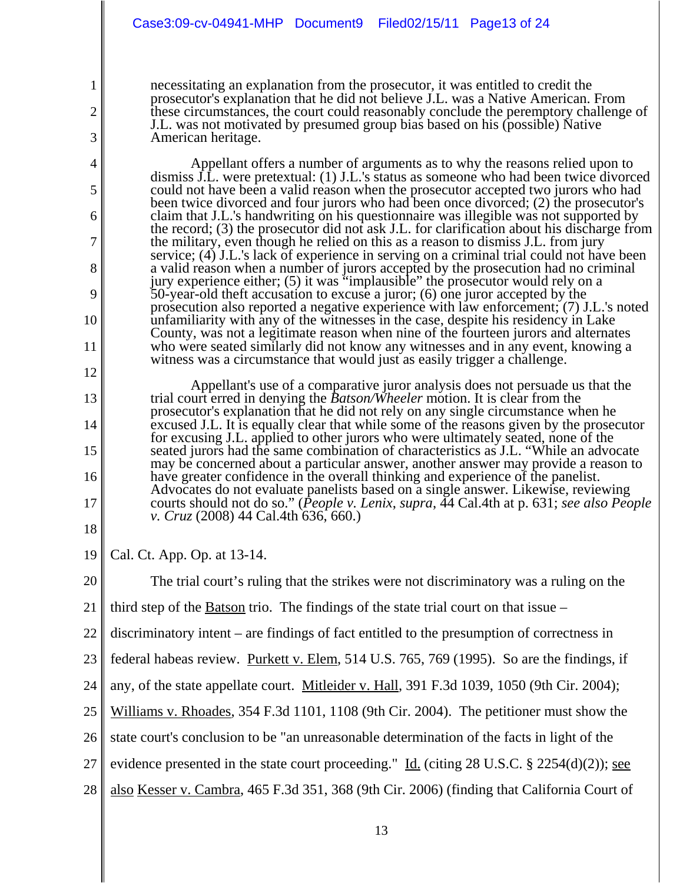> necessitating an explanation from the prosecutor, it was entitled to credit the prosecutor's explanation that he did not believe J.L. was a Native American. From these circumstances, the court could reasonably conclude the peremptory challenge of J.L. was not motivated by presumed group bias based on his (possible) Native American heritage.
>
> Appellant offers a number of arguments as to why the reasons relied upon to dismiss J.L. were pretextual: (1) J.L.'s status as someone who had been twice divorced could not have been a valid reason when the prosecutor accepted two jurors who had been twice divorced and four jurors who had been once divorced; (2) the prosecutor's claim that J.L.'s handwriting on his questionnaire was illegible was not supported by the record; (3) the prosecutor did not ask J.L. for clarification about his discharge from the military, even though he relied on this as a reason to dismiss J.L. from jury service; (4) J.L.'s lack of experience in serving on a criminal trial could not have been a valid reason when a number of jurors accepted by the prosecution had no criminal jury experience either; (5) it was "implausible" the prosecutor would rely on a 50-year-old theft accusation to excuse a juror; (6) one juror accepted by the prosecution also reported a negative experience with law enforcement; (7) J.L.'s noted unfamiliarity with any of the witnesses in the case, despite his residency in Lake County, was not a legitimate reason when nine of the fourteen jurors and alternates who were seated similarly did not know any witnesses and in any event, knowing a witness was a circumstance that would just as easily trigger a challenge.
>
> Appellant's use of a comparative juror analysis does not persuade us that the trial court erred in denying the *Batson/Wheeler* motion. It is clear from the prosecutor's explanation that he did not rely on any single circumstance when he excused J.L. It is equally clear that while some of the reasons given by the prosecutor for excusing J.L. applied to other jurors who were ultimately seated, none of the seated jurors had the same combination of characteristics as J.L. "While an advocate may be concerned about a particular answer, another answer may provide a reason to have greater confidence in the overall thinking and experience of the panelist. Advocates do not evaluate panelists based on a single answer. Likewise, reviewing courts should not do so." (*People v. Lenix*, *supra*, 44 Cal.4th at p. 631; *see also People v. Cruz* (2008) 44 Cal.4th 636, 660.)

Cal. Ct. App. Op. at 13-14.

The trial court's ruling that the strikes were not discriminatory was a ruling on the third step of the Batson trio. The findings of the state trial court on that issue – discriminatory intent – are findings of fact entitled to the presumption of correctness in federal habeas review. Purkett v. Elem, 514 U.S. 765, 769 (1995). So are the findings, if any, of the state appellate court. Mitleider v. Hall, 391 F.3d 1039, 1050 (9th Cir. 2004); Williams v. Rhoades, 354 F.3d 1101, 1108 (9th Cir. 2004). The petitioner must show the state court's conclusion to be "an unreasonable determination of the facts in light of the evidence presented in the state court proceeding." Id. (citing 28 U.S.C. § 2254(d)(2)); see also Kesser v. Cambra, 465 F.3d 351, 368 (9th Cir. 2006) (finding that California Court of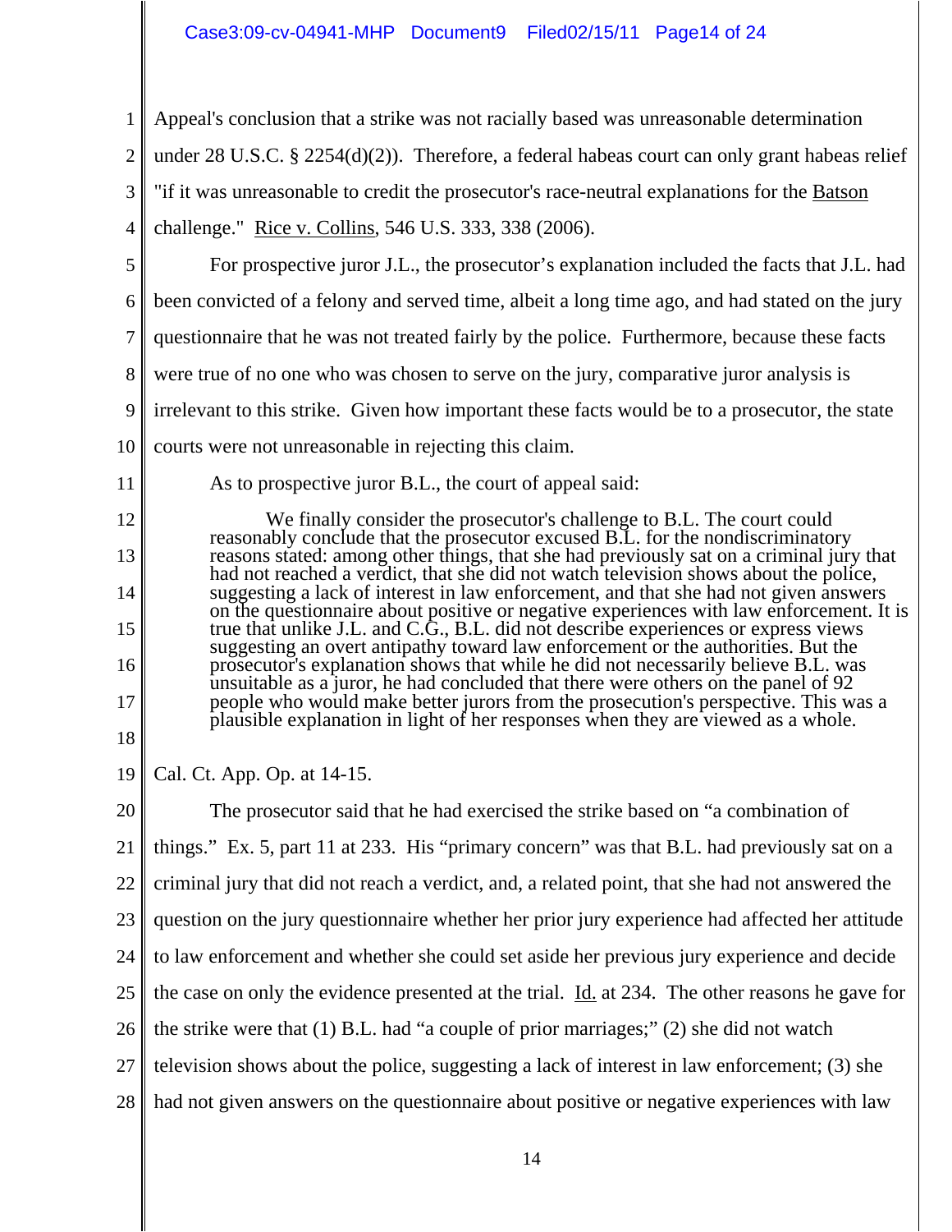Appeal's conclusion that a strike was not racially based was unreasonable determination under 28 U.S.C. § 2254(d)(2)). Therefore, a federal habeas court can only grant habeas relief "if it was unreasonable to credit the prosecutor's race-neutral explanations for the Batson challenge." Rice v. Collins, 546 U.S. 333, 338 (2006).

For prospective juror J.L., the prosecutor's explanation included the facts that J.L. had been convicted of a felony and served time, albeit a long time ago, and had stated on the jury questionnaire that he was not treated fairly by the police. Furthermore, because these facts were true of no one who was chosen to serve on the jury, comparative juror analysis is irrelevant to this strike. Given how important these facts would be to a prosecutor, the state courts were not unreasonable in rejecting this claim.

As to prospective juror B.L., the court of appeal said:

> We finally consider the prosecutor's challenge to B.L. The court could reasonably conclude that the prosecutor excused B.L. for the nondiscriminatory reasons stated: among other things, that she had previously sat on a criminal jury that had not reached a verdict, that she did not watch television shows about the police, suggesting a lack of interest in law enforcement, and that she had not given answers on the questionnaire about positive or negative experiences with law enforcement. It is true that unlike J.L. and C.G., B.L. did not describe experiences or express views suggesting an overt antipathy toward law enforcement or the authorities. But the prosecutor's explanation shows that while he did not necessarily believe B.L. was unsuitable as a juror, he had concluded that there were others on the panel of 92 people who would make better jurors from the prosecution's perspective. This was a plausible explanation in light of her responses when they are viewed as a whole.

Cal. Ct. App. Op. at 14-15.

The prosecutor said that he had exercised the strike based on "a combination of things." Ex. 5, part 11 at 233. His "primary concern" was that B.L. had previously sat on a criminal jury that did not reach a verdict, and, a related point, that she had not answered the question on the jury questionnaire whether her prior jury experience had affected her attitude to law enforcement and whether she could set aside her previous jury experience and decide the case on only the evidence presented at the trial. Id. at 234. The other reasons he gave for the strike were that (1) B.L. had "a couple of prior marriages;" (2) she did not watch television shows about the police, suggesting a lack of interest in law enforcement; (3) she had not given answers on the questionnaire about positive or negative experiences with law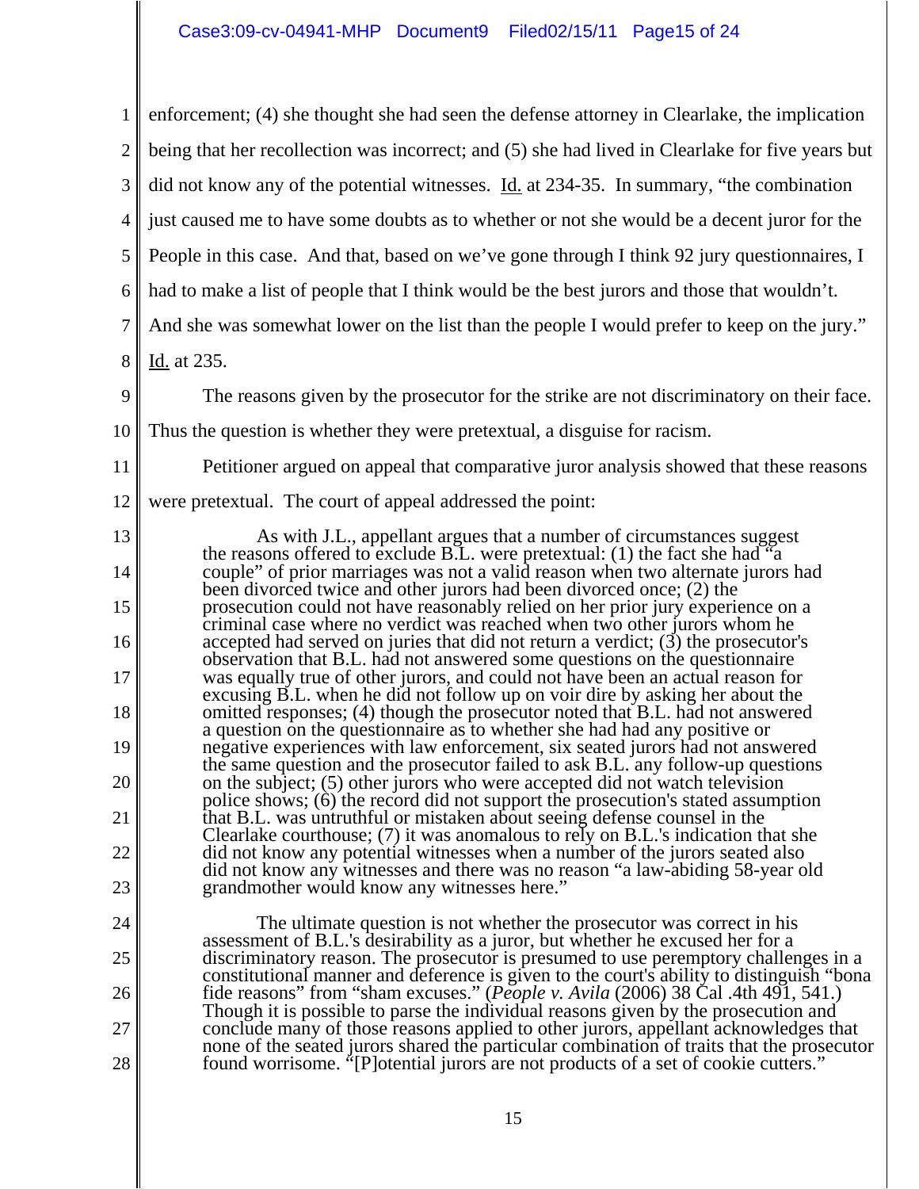enforcement; (4) she thought she had seen the defense attorney in Clearlake, the implication being that her recollection was incorrect; and (5) she had lived in Clearlake for five years but did not know any of the potential witnesses. Id. at 234-35. In summary, "the combination just caused me to have some doubts as to whether or not she would be a decent juror for the People in this case. And that, based on we've gone through I think 92 jury questionnaires, I had to make a list of people that I think would be the best jurors and those that wouldn't. And she was somewhat lower on the list than the people I would prefer to keep on the jury." Id. at 235.

The reasons given by the prosecutor for the strike are not discriminatory on their face. Thus the question is whether they were pretextual, a disguise for racism.

Petitioner argued on appeal that comparative juror analysis showed that these reasons were pretextual. The court of appeal addressed the point:

> As with J.L., appellant argues that a number of circumstances suggest the reasons offered to exclude B.L. were pretextual: (1) the fact she had "a couple" of prior marriages was not a valid reason when two alternate jurors had been divorced twice and other jurors had been divorced once; (2) the prosecution could not have reasonably relied on her prior jury experience on a criminal case where no verdict was reached when two other jurors whom he accepted had served on juries that did not return a verdict; (3) the prosecutor's observation that B.L. had not answered some questions on the questionnaire was equally true of other jurors, and could not have been an actual reason for excusing B.L. when he did not follow up on voir dire by asking her about the omitted responses; (4) though the prosecutor noted that B.L. had not answered a question on the questionnaire as to whether she had had any positive or negative experiences with law enforcement, six seated jurors had not answered the same question and the prosecutor failed to ask B.L. any follow-up questions on the subject; (5) other jurors who were accepted did not watch television police shows; (6) the record did not support the prosecution's stated assumption that B.L. was untruthful or mistaken about seeing defense counsel in the Clearlake courthouse; (7) it was anomalous to rely on B.L.'s indication that she did not know any potential witnesses when a number of the jurors seated also did not know any witnesses and there was no reason "a law-abiding 58-year old grandmother would know any witnesses here."
>
> The ultimate question is not whether the prosecutor was correct in his assessment of B.L.'s desirability as a juror, but whether he excused her for a discriminatory reason. The prosecutor is presumed to use peremptory challenges in a constitutional manner and deference is given to the court's ability to distinguish "bona fide reasons" from "sham excuses." (*People v. Avila* (2006) 38 Cal .4th 491, 541.) Though it is possible to parse the individual reasons given by the prosecution and conclude many of those reasons applied to other jurors, appellant acknowledges that none of the seated jurors shared the particular combination of traits that the prosecutor found worrisome. "[P]otential jurors are not products of a set of cookie cutters."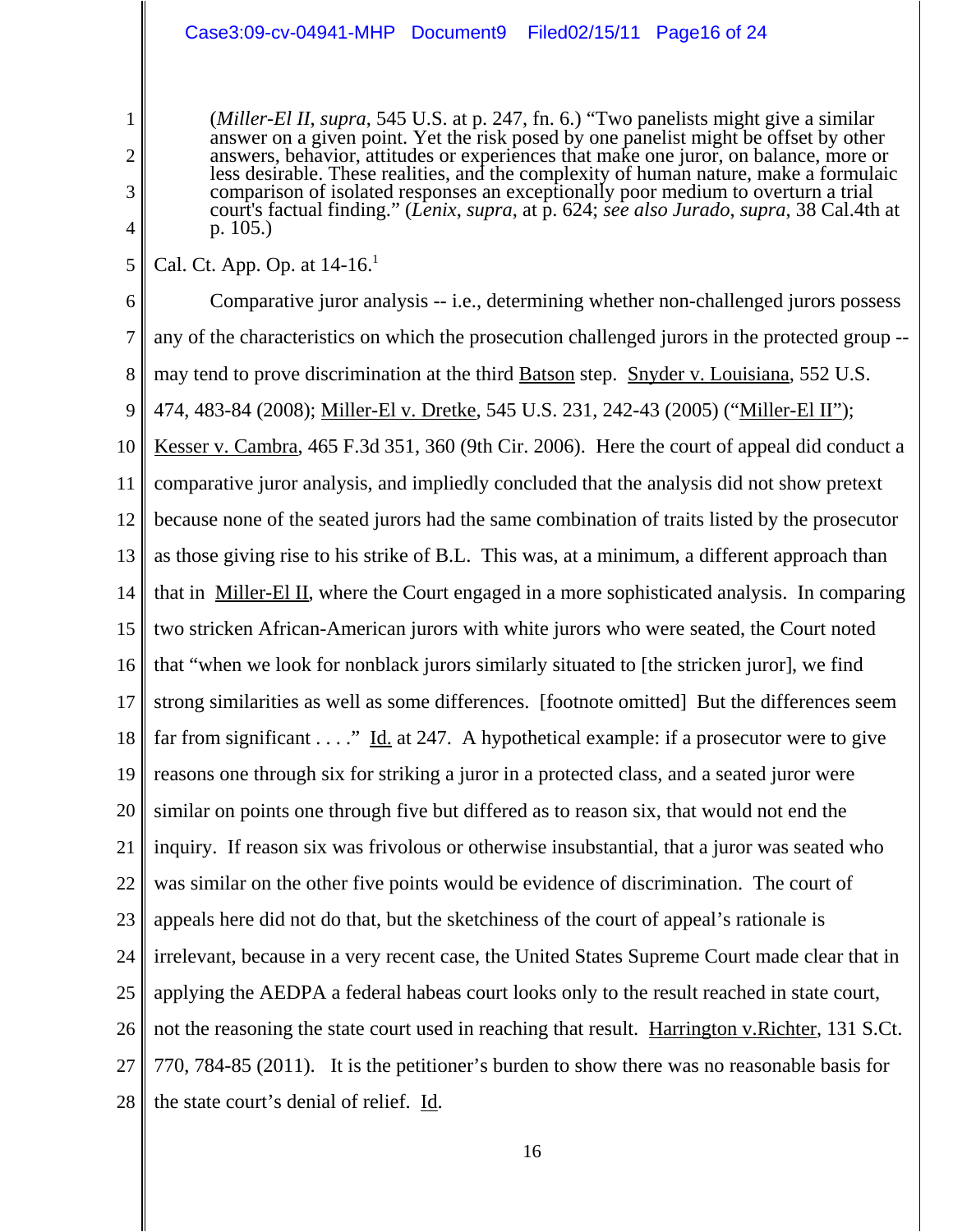> (*Miller-El II*, *supra*, 545 U.S. at p. 247, fn. 6.) "Two panelists might give a similar answer on a given point. Yet the risk posed by one panelist might be offset by other answers, behavior, attitudes or experiences that make one juror, on balance, more or less desirable. These realities, and the complexity of human nature, make a formulaic comparison of isolated responses an exceptionally poor medium to overturn a trial court's factual finding." (*Lenix*, *supra*, at p. 624; *see also Jurado*, *supra*, 38 Cal.4th at p. 105.)

Cal. Ct. App. Op. at 14-16.[1]

Comparative juror analysis -- i.e., determining whether non-challenged jurors possess any of the characteristics on which the prosecution challenged jurors in the protected group -- may tend to prove discrimination at the third Batson step. Snyder v. Louisiana, 552 U.S. 474, 483-84 (2008); Miller-El v. Dretke, 545 U.S. 231, 242-43 (2005) ("Miller-El II"); Kesser v. Cambra, 465 F.3d 351, 360 (9th Cir. 2006). Here the court of appeal did conduct a comparative juror analysis, and impliedly concluded that the analysis did not show pretext because none of the seated jurors had the same combination of traits listed by the prosecutor as those giving rise to his strike of B.L. This was, at a minimum, a different approach than that in Miller-El II, where the Court engaged in a more sophisticated analysis. In comparing two stricken African-American jurors with white jurors who were seated, the Court noted that "when we look for nonblack jurors similarly situated to [the stricken juror], we find strong similarities as well as some differences. [footnote omitted] But the differences seem far from significant . . . ." Id. at 247. A hypothetical example: if a prosecutor were to give reasons one through six for striking a juror in a protected class, and a seated juror were similar on points one through five but differed as to reason six, that would not end the inquiry. If reason six was frivolous or otherwise insubstantial, that a juror was seated who was similar on the other five points would be evidence of discrimination. The court of appeals here did not do that, but the sketchiness of the court of appeal's rationale is irrelevant, because in a very recent case, the United States Supreme Court made clear that in applying the AEDPA a federal habeas court looks only to the result reached in state court, not the reasoning the state court used in reaching that result. Harrington v.Richter, 131 S.Ct. 770, 784-85 (2011). It is the petitioner's burden to show there was no reasonable basis for the state court's denial of relief. Id.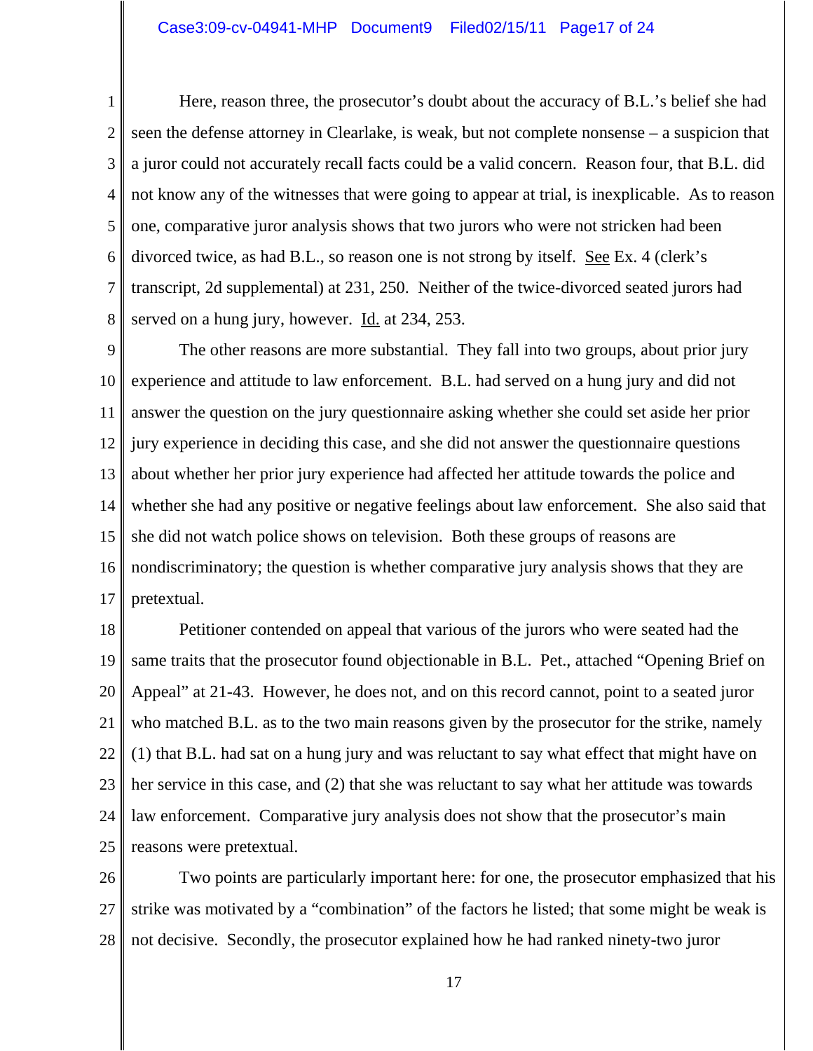Here, reason three, the prosecutor's doubt about the accuracy of B.L.'s belief she had seen the defense attorney in Clearlake, is weak, but not complete nonsense – a suspicion that a juror could not accurately recall facts could be a valid concern. Reason four, that B.L. did not know any of the witnesses that were going to appear at trial, is inexplicable. As to reason one, comparative juror analysis shows that two jurors who were not stricken had been divorced twice, as had B.L., so reason one is not strong by itself. See Ex. 4 (clerk's transcript, 2d supplemental) at 231, 250. Neither of the twice-divorced seated jurors had served on a hung jury, however. Id. at 234, 253.

The other reasons are more substantial. They fall into two groups, about prior jury experience and attitude to law enforcement. B.L. had served on a hung jury and did not answer the question on the jury questionnaire asking whether she could set aside her prior jury experience in deciding this case, and she did not answer the questionnaire questions about whether her prior jury experience had affected her attitude towards the police and whether she had any positive or negative feelings about law enforcement. She also said that she did not watch police shows on television. Both these groups of reasons are nondiscriminatory; the question is whether comparative jury analysis shows that they are pretextual.

Petitioner contended on appeal that various of the jurors who were seated had the same traits that the prosecutor found objectionable in B.L. Pet., attached "Opening Brief on Appeal" at 21-43. However, he does not, and on this record cannot, point to a seated juror who matched B.L. as to the two main reasons given by the prosecutor for the strike, namely (1) that B.L. had sat on a hung jury and was reluctant to say what effect that might have on her service in this case, and (2) that she was reluctant to say what her attitude was towards law enforcement. Comparative jury analysis does not show that the prosecutor's main reasons were pretextual.

Two points are particularly important here: for one, the prosecutor emphasized that his strike was motivated by a "combination" of the factors he listed; that some might be weak is not decisive. Secondly, the prosecutor explained how he had ranked ninety-two juror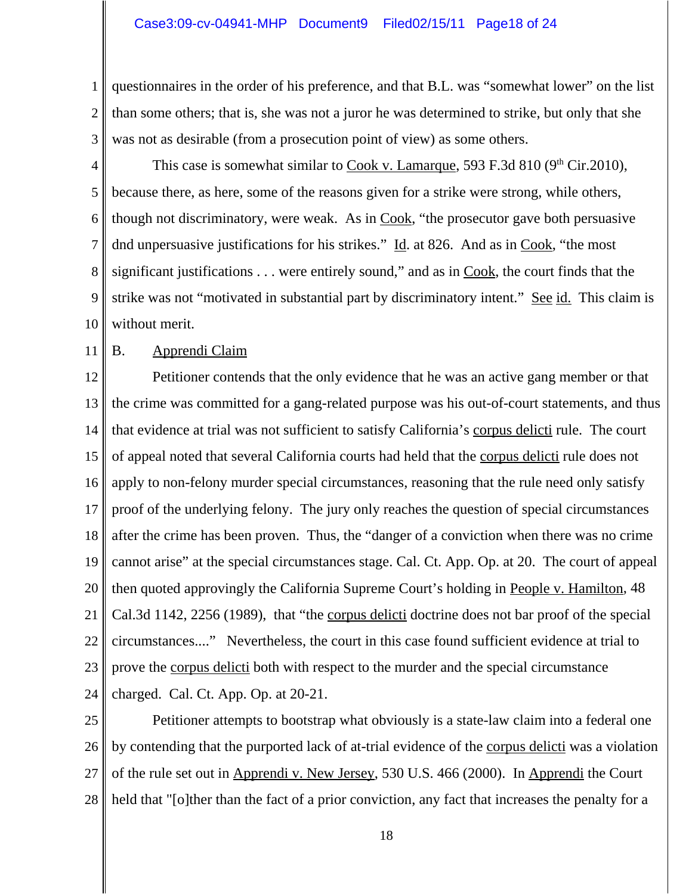questionnaires in the order of his preference, and that B.L. was "somewhat lower" on the list than some others; that is, she was not a juror he was determined to strike, but only that she was not as desirable (from a prosecution point of view) as some others.

This case is somewhat similar to Cook v. Lamarque, 593 F.3d 810 (9th Cir.2010), because there, as here, some of the reasons given for a strike were strong, while others, though not discriminatory, were weak. As in Cook, "the prosecutor gave both persuasive dnd unpersuasive justifications for his strikes." Id. at 826. And as in Cook, "the most significant justifications . . . were entirely sound," and as in Cook, the court finds that the strike was not "motivated in substantial part by discriminatory intent." See id. This claim is without merit.

B. Apprendi Claim

Petitioner contends that the only evidence that he was an active gang member or that the crime was committed for a gang-related purpose was his out-of-court statements, and thus that evidence at trial was not sufficient to satisfy California's corpus delicti rule. The court of appeal noted that several California courts had held that the corpus delicti rule does not apply to non-felony murder special circumstances, reasoning that the rule need only satisfy proof of the underlying felony. The jury only reaches the question of special circumstances after the crime has been proven. Thus, the "danger of a conviction when there was no crime cannot arise" at the special circumstances stage. Cal. Ct. App. Op. at 20. The court of appeal then quoted approvingly the California Supreme Court's holding in People v. Hamilton, 48 Cal.3d 1142, 2256 (1989), that "the corpus delicti doctrine does not bar proof of the special circumstances...." Nevertheless, the court in this case found sufficient evidence at trial to prove the corpus delicti both with respect to the murder and the special circumstance charged. Cal. Ct. App. Op. at 20-21.

Petitioner attempts to bootstrap what obviously is a state-law claim into a federal one by contending that the purported lack of at-trial evidence of the corpus delicti was a violation of the rule set out in Apprendi v. New Jersey, 530 U.S. 466 (2000). In Apprendi the Court held that "[o]ther than the fact of a prior conviction, any fact that increases the penalty for a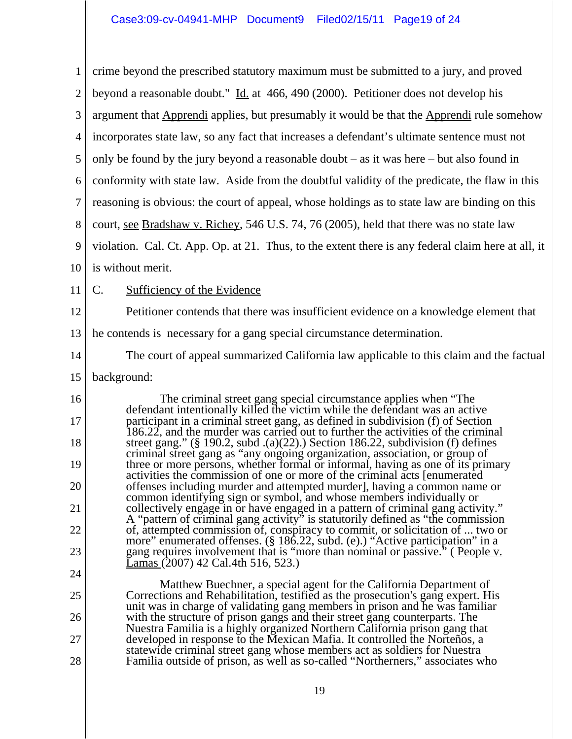crime beyond the prescribed statutory maximum must be submitted to a jury, and proved beyond a reasonable doubt." Id. at 466, 490 (2000). Petitioner does not develop his argument that Apprendi applies, but presumably it would be that the Apprendi rule somehow incorporates state law, so any fact that increases a defendant's ultimate sentence must not only be found by the jury beyond a reasonable doubt – as it was here – but also found in conformity with state law. Aside from the doubtful validity of the predicate, the flaw in this reasoning is obvious: the court of appeal, whose holdings as to state law are binding on this court, see Bradshaw v. Richey, 546 U.S. 74, 76 (2005), held that there was no state law violation. Cal. Ct. App. Op. at 21. Thus, to the extent there is any federal claim here at all, it is without merit.

C. Sufficiency of the Evidence

Petitioner contends that there was insufficient evidence on a knowledge element that he contends is necessary for a gang special circumstance determination.

The court of appeal summarized California law applicable to this claim and the factual background:

> The criminal street gang special circumstance applies when "The defendant intentionally killed the victim while the defendant was an active participant in a criminal street gang, as defined in subdivision (f) of Section 186.22, and the murder was carried out to further the activities of the criminal street gang." (§ 190.2, subd .(a)(22).) Section 186.22, subdivision (f) defines criminal street gang as "any ongoing organization, association, or group of three or more persons, whether formal or informal, having as one of its primary activities the commission of one or more of the criminal acts [enumerated offenses including murder and attempted murder], having a common name or common identifying sign or symbol, and whose members individually or collectively engage in or have engaged in a pattern of criminal gang activity." A "pattern of criminal gang activity" is statutorily defined as "the commission of, attempted commission of, conspiracy to commit, or solicitation of ... two or more" enumerated offenses. (§ 186.22, subd. (e).) "Active participation" in a gang requires involvement that is "more than nominal or passive." ( People v. Lamas (2007) 42 Cal.4th 516, 523.)
>
> Matthew Buechner, a special agent for the California Department of Corrections and Rehabilitation, testified as the prosecution's gang expert. His unit was in charge of validating gang members in prison and he was familiar with the structure of prison gangs and their street gang counterparts. The Nuestra Familia is a highly organized Northern California prison gang that developed in response to the Mexican Mafia. It controlled the Norteños, a statewide criminal street gang whose members act as soldiers for Nuestra Familia outside of prison, as well as so-called "Northerners," associates who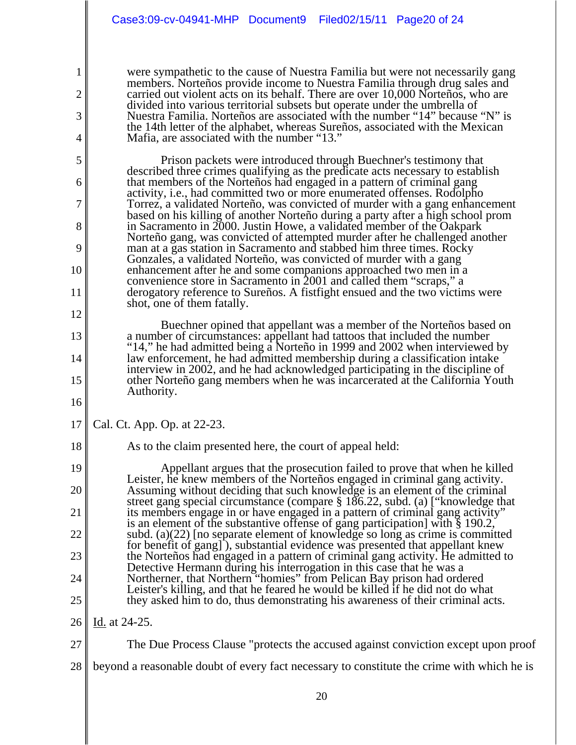> were sympathetic to the cause of Nuestra Familia but were not necessarily gang members. Norteños provide income to Nuestra Familia through drug sales and carried out violent acts on its behalf. There are over 10,000 Norteños, who are divided into various territorial subsets but operate under the umbrella of Nuestra Familia. Norteños are associated with the number "14" because "N" is the 14th letter of the alphabet, whereas Sureños, associated with the Mexican Mafia, are associated with the number "13."
>
> Prison packets were introduced through Buechner's testimony that described three crimes qualifying as the predicate acts necessary to establish that members of the Norteños had engaged in a pattern of criminal gang activity, i.e., had committed two or more enumerated offenses. Rodolpho Torrez, a validated Norteño, was convicted of murder with a gang enhancement based on his killing of another Norteño during a party after a high school prom in Sacramento in 2000. Justin Howe, a validated member of the Oakpark Norteño gang, was convicted of attempted murder after he challenged another man at a gas station in Sacramento and stabbed him three times. Rocky Gonzales, a validated Norteño, was convicted of murder with a gang enhancement after he and some companions approached two men in a convenience store in Sacramento in 2001 and called them "scraps," a derogatory reference to Sureños. A fistfight ensued and the two victims were shot, one of them fatally.
>
> Buechner opined that appellant was a member of the Norteños based on a number of circumstances: appellant had tattoos that included the number "14," he had admitted being a Norteño in 1999 and 2002 when interviewed by law enforcement, he had admitted membership during a classification intake interview in 2002, and he had acknowledged participating in the discipline of other Norteño gang members when he was incarcerated at the California Youth Authority.

Cal. Ct. App. Op. at 22-23.

As to the claim presented here, the court of appeal held:

> Appellant argues that the prosecution failed to prove that when he killed Leister, he knew members of the Norteños engaged in criminal gang activity. Assuming without deciding that such knowledge is an element of the criminal street gang special circumstance (compare § 186.22, subd. (a) ["knowledge that its members engage in or have engaged in a pattern of criminal gang activity" is an element of the substantive offense of gang participation] with § 190.2, subd. (a)(22) [no separate element of knowledge so long as crime is committed for benefit of gang] ), substantial evidence was presented that appellant knew the Norteños had engaged in a pattern of criminal gang activity. He admitted to Detective Hermann during his interrogation in this case that he was a Northerner, that Northern "homies" from Pelican Bay prison had ordered Leister's killing, and that he feared he would be killed if he did not do what they asked him to do, thus demonstrating his awareness of their criminal acts.

Id. at 24-25.

The Due Process Clause "protects the accused against conviction except upon proof beyond a reasonable doubt of every fact necessary to constitute the crime with which he is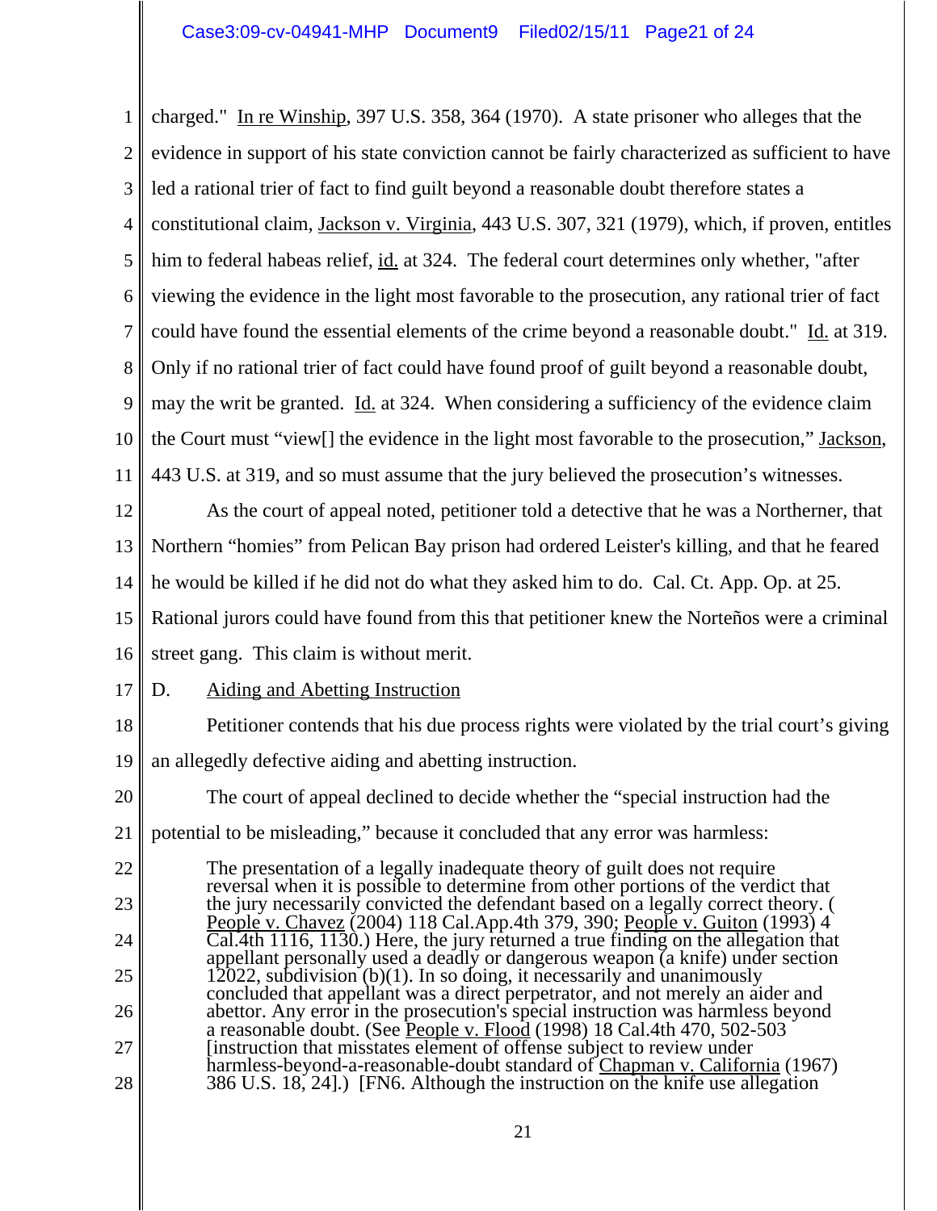charged." In re Winship, 397 U.S. 358, 364 (1970). A state prisoner who alleges that the evidence in support of his state conviction cannot be fairly characterized as sufficient to have led a rational trier of fact to find guilt beyond a reasonable doubt therefore states a constitutional claim, Jackson v. Virginia, 443 U.S. 307, 321 (1979), which, if proven, entitles him to federal habeas relief, id. at 324. The federal court determines only whether, "after viewing the evidence in the light most favorable to the prosecution, any rational trier of fact could have found the essential elements of the crime beyond a reasonable doubt." Id. at 319. Only if no rational trier of fact could have found proof of guilt beyond a reasonable doubt, may the writ be granted. Id. at 324. When considering a sufficiency of the evidence claim the Court must "view[] the evidence in the light most favorable to the prosecution," Jackson, 443 U.S. at 319, and so must assume that the jury believed the prosecution's witnesses.

As the court of appeal noted, petitioner told a detective that he was a Northerner, that Northern "homies" from Pelican Bay prison had ordered Leister's killing, and that he feared he would be killed if he did not do what they asked him to do. Cal. Ct. App. Op. at 25. Rational jurors could have found from this that petitioner knew the Norteños were a criminal street gang. This claim is without merit.

D. Aiding and Abetting Instruction

Petitioner contends that his due process rights were violated by the trial court's giving an allegedly defective aiding and abetting instruction.

The court of appeal declined to decide whether the "special instruction had the potential to be misleading," because it concluded that any error was harmless:

> The presentation of a legally inadequate theory of guilt does not require reversal when it is possible to determine from other portions of the verdict that the jury necessarily convicted the defendant based on a legally correct theory. (People v. Chavez (2004) 118 Cal.App.4th 379, 390; People v. Guiton (1993) 4 Cal.4th 1116, 1130.) Here, the jury returned a true finding on the allegation that appellant personally used a deadly or dangerous weapon (a knife) under section 12022, subdivision (b)(1). In so doing, it necessarily and unanimously concluded that appellant was a direct perpetrator, and not merely an aider and abettor. Any error in the prosecution's special instruction was harmless beyond a reasonable doubt. (See People v. Flood (1998) 18 Cal.4th 470, 502-503 [instruction that misstates element of offense subject to review under harmless-beyond-a-reasonable-doubt standard of Chapman v. California (1967) 386 U.S. 18, 24].) [FN6. Although the instruction on the knife use allegation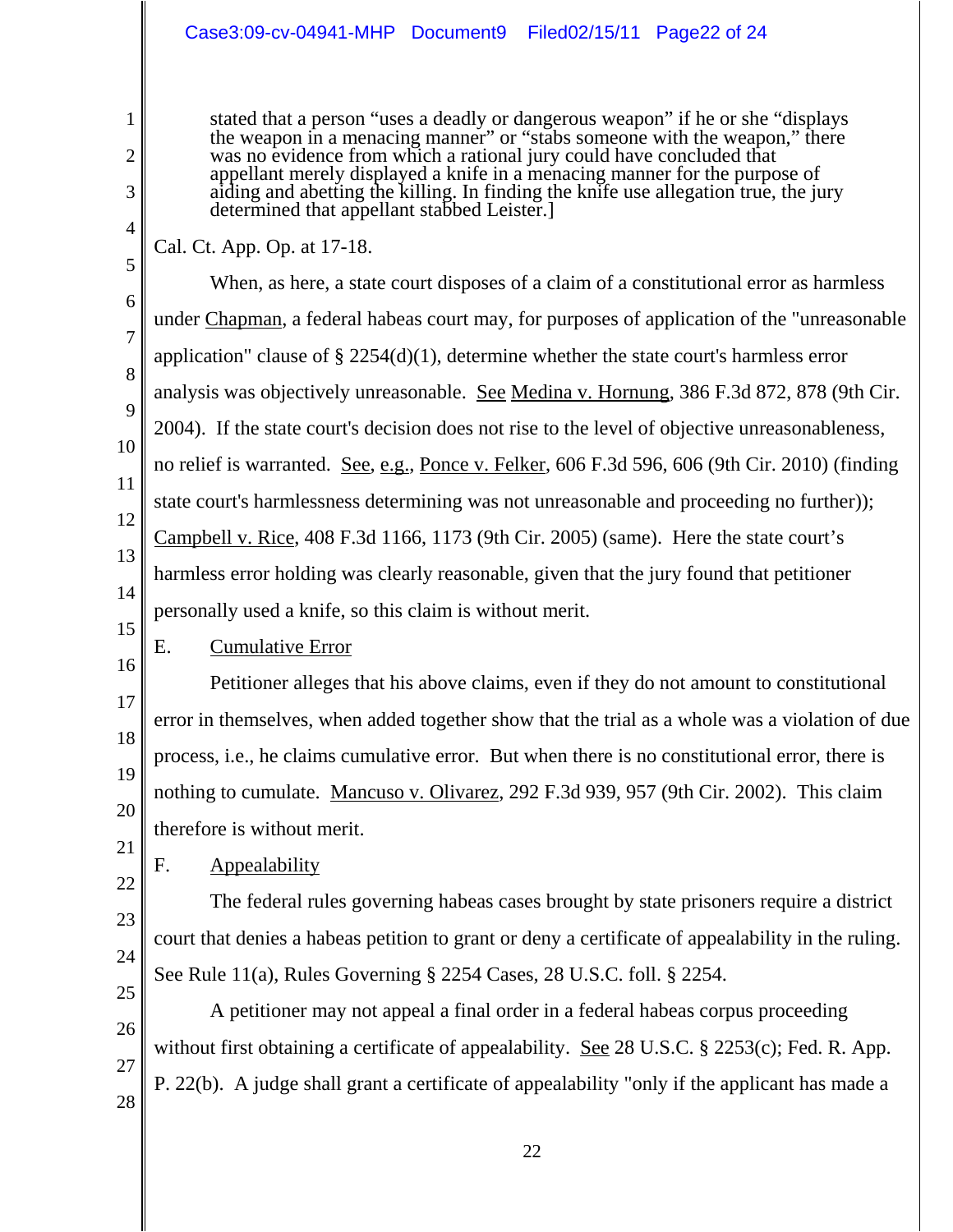stated that a person "uses a deadly or dangerous weapon" if he or she "displays the weapon in a menacing manner" or "stabs someone with the weapon," there was no evidence from which a rational jury could have concluded that appellant merely displayed a knife in a menacing manner for the purpose of aiding and abetting the killing. In finding the knife use allegation true, the jury determined that appellant stabbed Leister.]

Cal. Ct. App. Op. at 17-18.

When, as here, a state court disposes of a claim of a constitutional error as harmless under Chapman, a federal habeas court may, for purposes of application of the "unreasonable application" clause of § 2254(d)(1), determine whether the state court's harmless error analysis was objectively unreasonable. See Medina v. Hornung, 386 F.3d 872, 878 (9th Cir. 2004). If the state court's decision does not rise to the level of objective unreasonableness, no relief is warranted. See, e.g., Ponce v. Felker, 606 F.3d 596, 606 (9th Cir. 2010) (finding state court's harmlessness determining was not unreasonable and proceeding no further)); Campbell v. Rice, 408 F.3d 1166, 1173 (9th Cir. 2005) (same). Here the state court's harmless error holding was clearly reasonable, given that the jury found that petitioner personally used a knife, so this claim is without merit.

E. Cumulative Error

Petitioner alleges that his above claims, even if they do not amount to constitutional error in themselves, when added together show that the trial as a whole was a violation of due process, i.e., he claims cumulative error. But when there is no constitutional error, there is nothing to cumulate. Mancuso v. Olivarez, 292 F.3d 939, 957 (9th Cir. 2002). This claim therefore is without merit.

F. Appealability

The federal rules governing habeas cases brought by state prisoners require a district court that denies a habeas petition to grant or deny a certificate of appealability in the ruling. See Rule 11(a), Rules Governing § 2254 Cases, 28 U.S.C. foll. § 2254.

A petitioner may not appeal a final order in a federal habeas corpus proceeding without first obtaining a certificate of appealability. See 28 U.S.C. § 2253(c); Fed. R. App. P. 22(b). A judge shall grant a certificate of appealability "only if the applicant has made a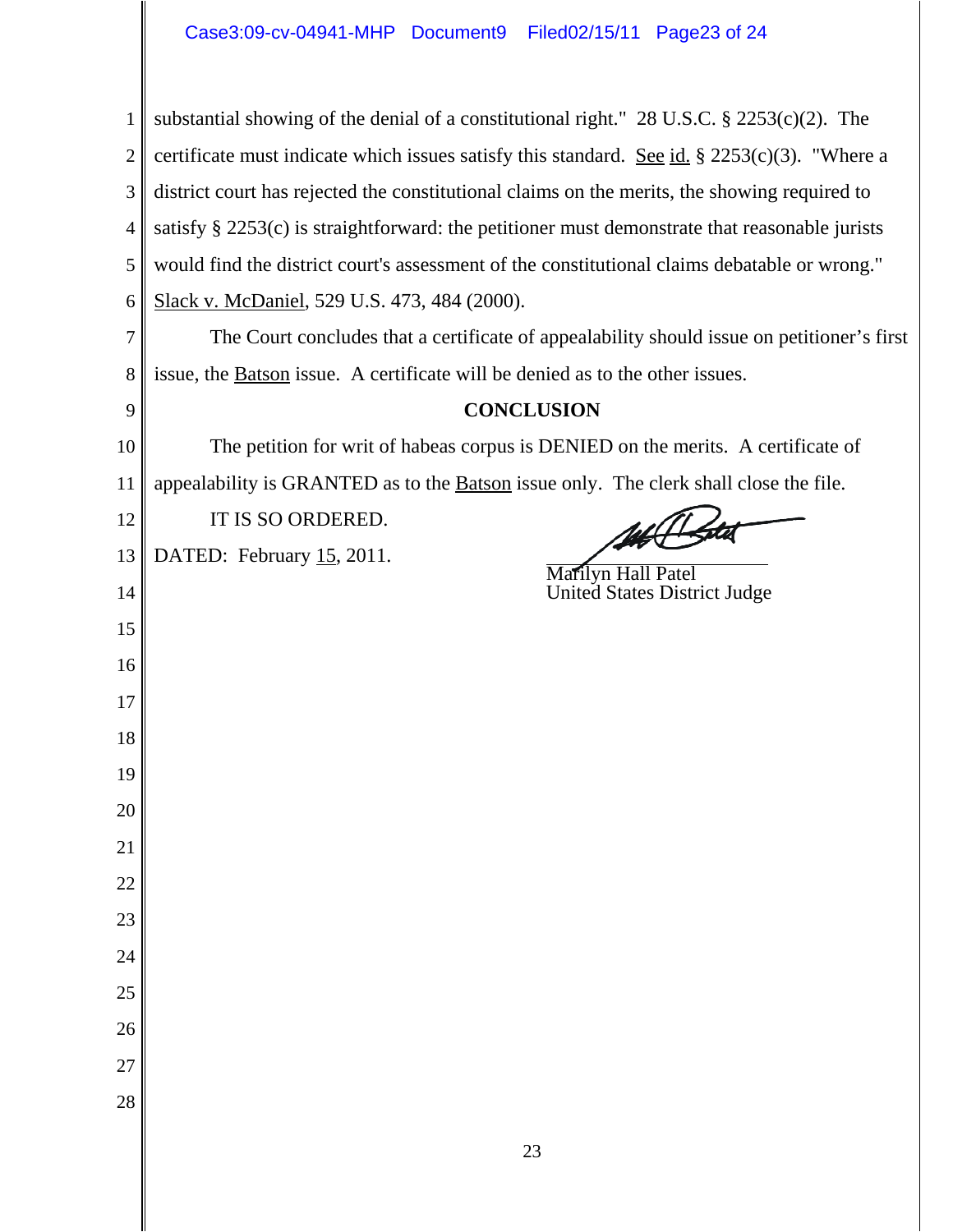substantial showing of the denial of a constitutional right." 28 U.S.C. § 2253(c)(2). The certificate must indicate which issues satisfy this standard. See id. § 2253(c)(3). "Where a district court has rejected the constitutional claims on the merits, the showing required to satisfy § 2253(c) is straightforward: the petitioner must demonstrate that reasonable jurists would find the district court's assessment of the constitutional claims debatable or wrong." Slack v. McDaniel, 529 U.S. 473, 484 (2000).

The Court concludes that a certificate of appealability should issue on petitioner's first issue, the Batson issue. A certificate will be denied as to the other issues.

**CONCLUSION**

The petition for writ of habeas corpus is DENIED on the merits. A certificate of appealability is GRANTED as to the Batson issue only. The clerk shall close the file.

IT IS SO ORDERED.

DATED: February 15, 2011.

Marilyn Hall Patel
United States District Judge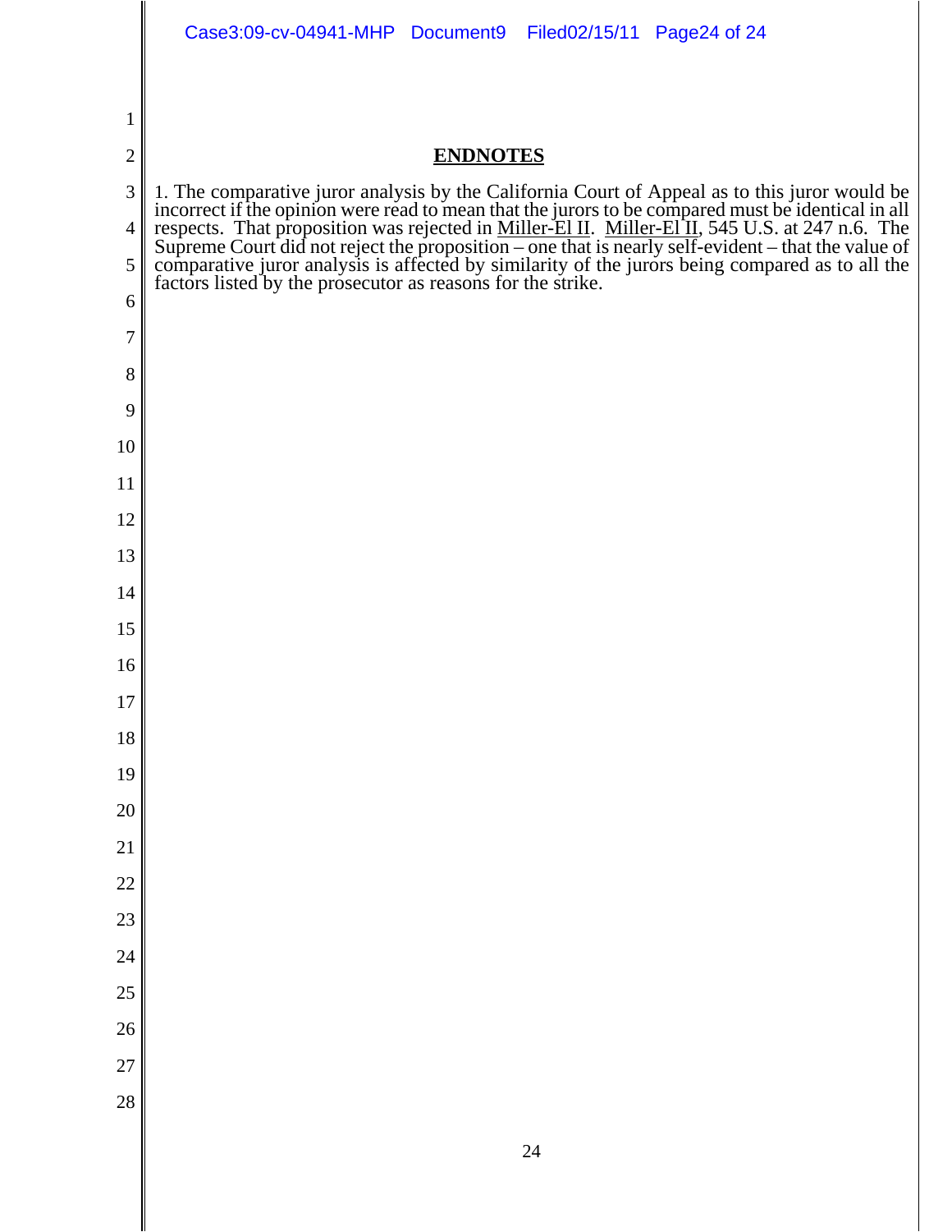## ENDNOTES

1. The comparative juror analysis by the California Court of Appeal as to this juror would be incorrect if the opinion were read to mean that the jurors to be compared must be identical in all respects. That proposition was rejected in Miller-El II. Miller-El II, 545 U.S. at 247 n.6. The Supreme Court did not reject the proposition – one that is nearly self-evident – that the value of comparative juror analysis is affected by similarity of the jurors being compared as to all the factors listed by the prosecutor as reasons for the strike.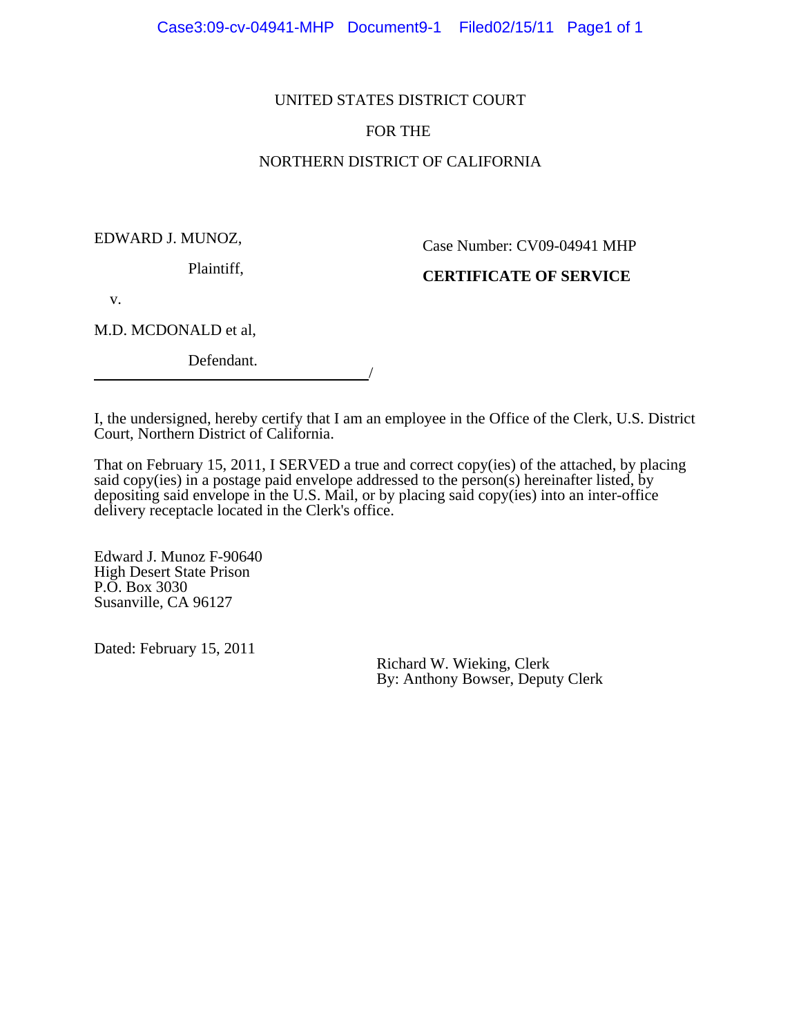UNITED STATES DISTRICT COURT

FOR THE

NORTHERN DISTRICT OF CALIFORNIA

EDWARD J. MUNOZ,

Plaintiff,

v.

M.D. MCDONALD et al,

Defendant.
______________________________/

Case Number: CV09-04941 MHP

**CERTIFICATE OF SERVICE**

I, the undersigned, hereby certify that I am an employee in the Office of the Clerk, U.S. District Court, Northern District of California.

That on February 15, 2011, I SERVED a true and correct copy(ies) of the attached, by placing said copy(ies) in a postage paid envelope addressed to the person(s) hereinafter listed, by depositing said envelope in the U.S. Mail, or by placing said copy(ies) into an inter-office delivery receptacle located in the Clerk's office.

Edward J. Munoz F-90640
High Desert State Prison
P.O. Box 3030
Susanville, CA 96127

Dated: February 15, 2011

Richard W. Wieking, Clerk
By: Anthony Bowser, Deputy Clerk